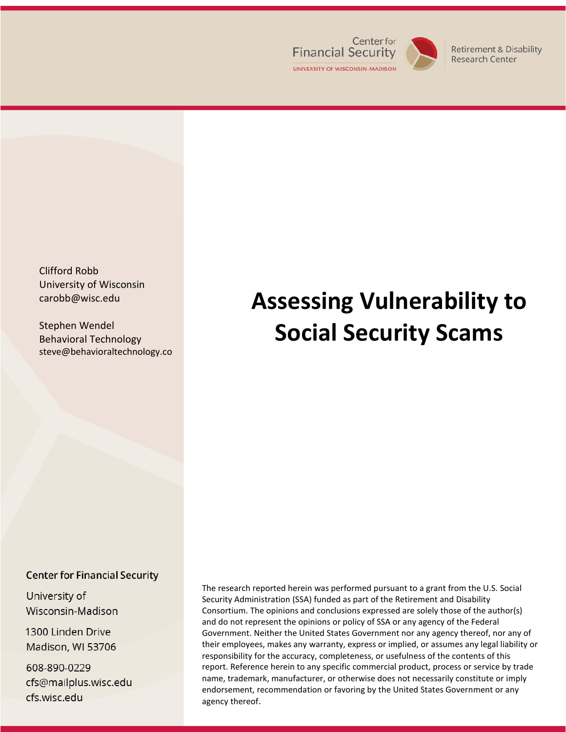Center for Financial Security
UNIVERSITY OF WISCONSIN-MADISON

Retirement & Disability Research Center

# Assessing Vulnerability to Social Security Scams

Clifford Robb
University of Wisconsin
carobb@wisc.edu

Stephen Wendel
Behavioral Technology
steve@behavioraltechnology.co

**Center for Financial Security**

University of Wisconsin-Madison

1300 Linden Drive
Madison, WI 53706

608-890-0229
cfs@mailplus.wisc.edu
cfs.wisc.edu

The research reported herein was performed pursuant to a grant from the U.S. Social Security Administration (SSA) funded as part of the Retirement and Disability Consortium. The opinions and conclusions expressed are solely those of the author(s) and do not represent the opinions or policy of SSA or any agency of the Federal Government. Neither the United States Government nor any agency thereof, nor any of their employees, makes any warranty, express or implied, or assumes any legal liability or responsibility for the accuracy, completeness, or usefulness of the contents of this report. Reference herein to any specific commercial product, process or service by trade name, trademark, manufacturer, or otherwise does not necessarily constitute or imply endorsement, recommendation or favoring by the United States Government or any agency thereof.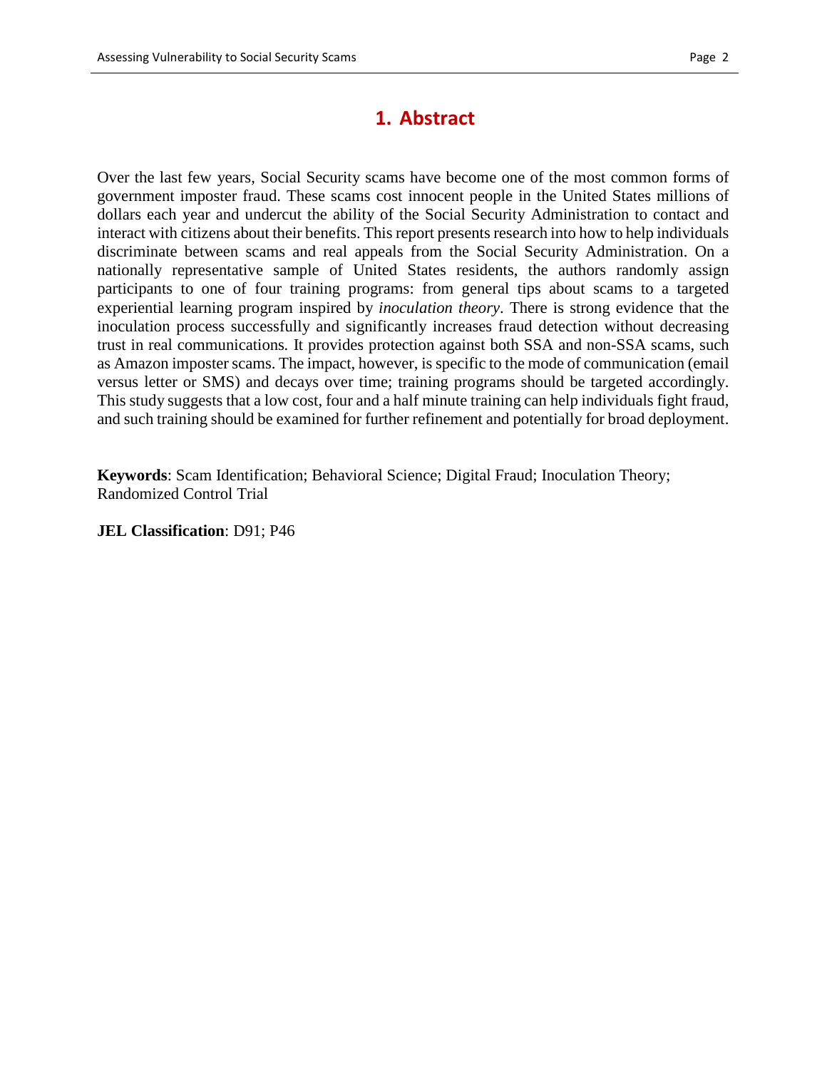# 1. Abstract

Over the last few years, Social Security scams have become one of the most common forms of government imposter fraud. These scams cost innocent people in the United States millions of dollars each year and undercut the ability of the Social Security Administration to contact and interact with citizens about their benefits. This report presents research into how to help individuals discriminate between scams and real appeals from the Social Security Administration. On a nationally representative sample of United States residents, the authors randomly assign participants to one of four training programs: from general tips about scams to a targeted experiential learning program inspired by *inoculation theory*. There is strong evidence that the inoculation process successfully and significantly increases fraud detection without decreasing trust in real communications. It provides protection against both SSA and non-SSA scams, such as Amazon imposter scams. The impact, however, is specific to the mode of communication (email versus letter or SMS) and decays over time; training programs should be targeted accordingly. This study suggests that a low cost, four and a half minute training can help individuals fight fraud, and such training should be examined for further refinement and potentially for broad deployment.

**Keywords**: Scam Identification; Behavioral Science; Digital Fraud; Inoculation Theory; Randomized Control Trial

**JEL Classification**: D91; P46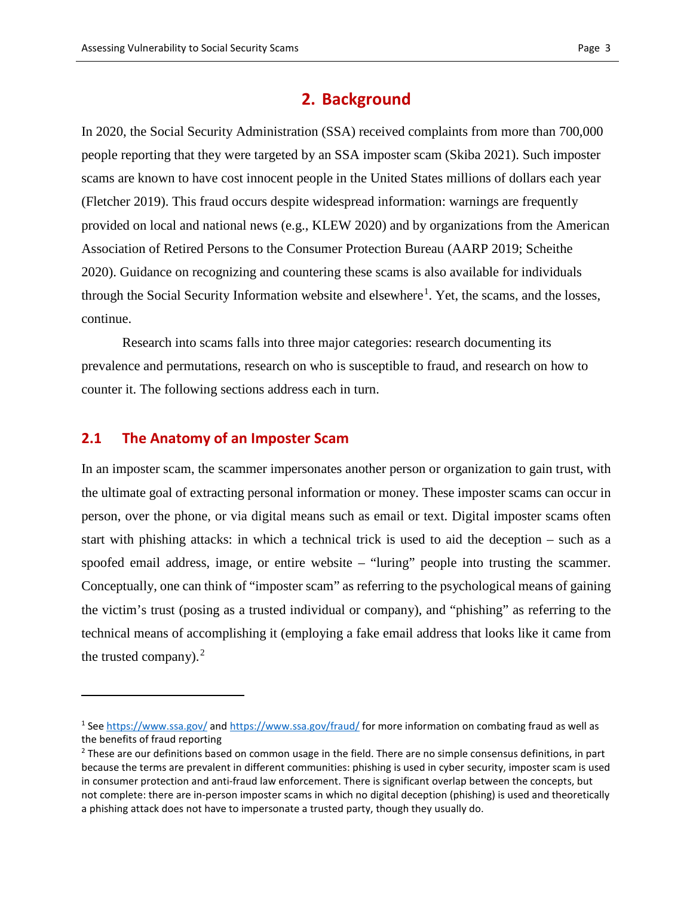## 2. Background

In 2020, the Social Security Administration (SSA) received complaints from more than 700,000 people reporting that they were targeted by an SSA imposter scam (Skiba 2021). Such imposter scams are known to have cost innocent people in the United States millions of dollars each year (Fletcher 2019). This fraud occurs despite widespread information: warnings are frequently provided on local and national news (e.g., KLEW 2020) and by organizations from the American Association of Retired Persons to the Consumer Protection Bureau (AARP 2019; Scheithe 2020). Guidance on recognizing and countering these scams is also available for individuals through the Social Security Information website and elsewhere[1]. Yet, the scams, and the losses, continue.

Research into scams falls into three major categories: research documenting its prevalence and permutations, research on who is susceptible to fraud, and research on how to counter it. The following sections address each in turn.

### 2.1 The Anatomy of an Imposter Scam

In an imposter scam, the scammer impersonates another person or organization to gain trust, with the ultimate goal of extracting personal information or money. These imposter scams can occur in person, over the phone, or via digital means such as email or text. Digital imposter scams often start with phishing attacks: in which a technical trick is used to aid the deception – such as a spoofed email address, image, or entire website – "luring" people into trusting the scammer. Conceptually, one can think of "imposter scam" as referring to the psychological means of gaining the victim's trust (posing as a trusted individual or company), and "phishing" as referring to the technical means of accomplishing it (employing a fake email address that looks like it came from the trusted company).[2]

---

[1] See https://www.ssa.gov/ and https://www.ssa.gov/fraud/ for more information on combating fraud as well as the benefits of fraud reporting

[2] These are our definitions based on common usage in the field. There are no simple consensus definitions, in part because the terms are prevalent in different communities: phishing is used in cyber security, imposter scam is used in consumer protection and anti-fraud law enforcement. There is significant overlap between the concepts, but not complete: there are in-person imposter scams in which no digital deception (phishing) is used and theoretically a phishing attack does not have to impersonate a trusted party, though they usually do.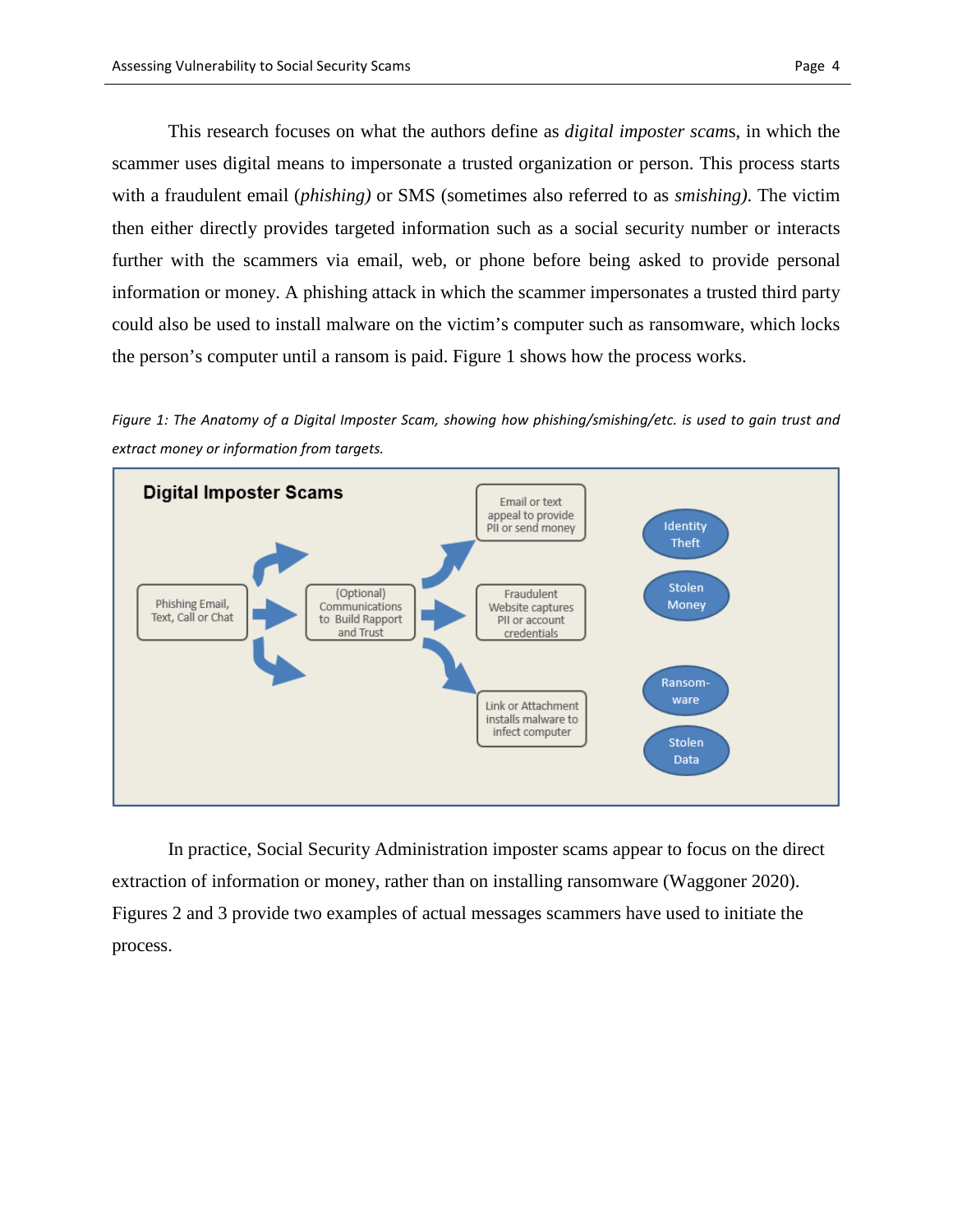This research focuses on what the authors define as *digital imposter scams*, in which the scammer uses digital means to impersonate a trusted organization or person. This process starts with a fraudulent email (*phishing)* or SMS (sometimes also referred to as *smishing)*. The victim then either directly provides targeted information such as a social security number or interacts further with the scammers via email, web, or phone before being asked to provide personal information or money. A phishing attack in which the scammer impersonates a trusted third party could also be used to install malware on the victim's computer such as ransomware, which locks the person's computer until a ransom is paid. Figure 1 shows how the process works.

*Figure 1: The Anatomy of a Digital Imposter Scam, showing how phishing/smishing/etc. is used to gain trust and extract money or information from targets.*

**Digital Imposter Scams**

Phishing Email, Text, Call or Chat → (Optional) Communications to Build Rapport and Trust → Email or text appeal to provide PII or send money / Fraudulent Website captures PII or account credentials / Link or Attachment installs malware to infect computer

Identity Theft | Stolen Money | Ransom-ware | Stolen Data

In practice, Social Security Administration imposter scams appear to focus on the direct extraction of information or money, rather than on installing ransomware (Waggoner 2020). Figures 2 and 3 provide two examples of actual messages scammers have used to initiate the process.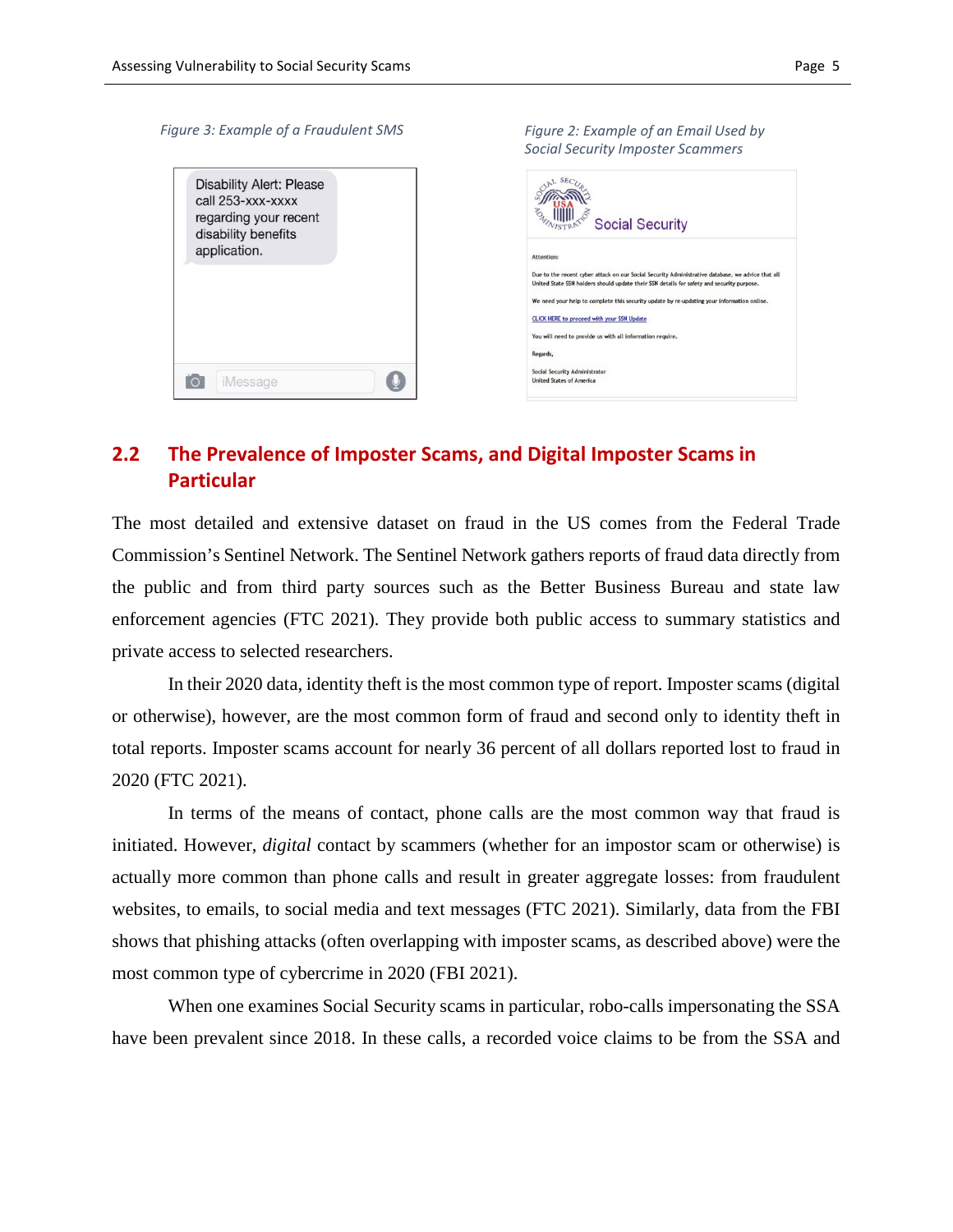Figure 3: Example of a Fraudulent SMS

Disability Alert: Please call 253-xxx-xxxx regarding your recent disability benefits application.

Figure 2: Example of an Email Used by Social Security Imposter Scammers

Social Security

Attention:

Due to the recent cyber attack on our Social Security Administrative database, we advice that all United State SSN holders should update their SSN details for safety and security purpose.

We need your help to complete this security update by re-updating your information online.

CLICK HERE to proceed with your SSN Update

You will need to provide us with all information require.

Regards,

Social Security Administrator
United States of America

## 2.2 The Prevalence of Imposter Scams, and Digital Imposter Scams in Particular

The most detailed and extensive dataset on fraud in the US comes from the Federal Trade Commission's Sentinel Network. The Sentinel Network gathers reports of fraud data directly from the public and from third party sources such as the Better Business Bureau and state law enforcement agencies (FTC 2021). They provide both public access to summary statistics and private access to selected researchers.

In their 2020 data, identity theft is the most common type of report. Imposter scams (digital or otherwise), however, are the most common form of fraud and second only to identity theft in total reports. Imposter scams account for nearly 36 percent of all dollars reported lost to fraud in 2020 (FTC 2021).

In terms of the means of contact, phone calls are the most common way that fraud is initiated. However, *digital* contact by scammers (whether for an impostor scam or otherwise) is actually more common than phone calls and result in greater aggregate losses: from fraudulent websites, to emails, to social media and text messages (FTC 2021). Similarly, data from the FBI shows that phishing attacks (often overlapping with imposter scams, as described above) were the most common type of cybercrime in 2020 (FBI 2021).

When one examines Social Security scams in particular, robo-calls impersonating the SSA have been prevalent since 2018. In these calls, a recorded voice claims to be from the SSA and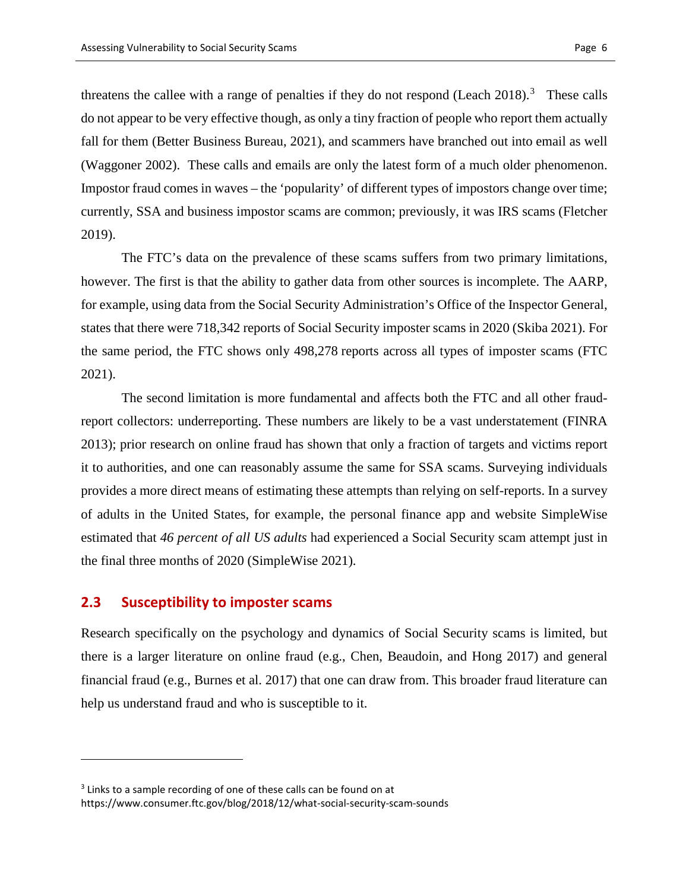threatens the callee with a range of penalties if they do not respond (Leach 2018).[3] These calls do not appear to be very effective though, as only a tiny fraction of people who report them actually fall for them (Better Business Bureau, 2021), and scammers have branched out into email as well (Waggoner 2002). These calls and emails are only the latest form of a much older phenomenon. Impostor fraud comes in waves – the 'popularity' of different types of impostors change over time; currently, SSA and business impostor scams are common; previously, it was IRS scams (Fletcher 2019).

The FTC's data on the prevalence of these scams suffers from two primary limitations, however. The first is that the ability to gather data from other sources is incomplete. The AARP, for example, using data from the Social Security Administration's Office of the Inspector General, states that there were 718,342 reports of Social Security imposter scams in 2020 (Skiba 2021). For the same period, the FTC shows only 498,278 reports across all types of imposter scams (FTC 2021).

The second limitation is more fundamental and affects both the FTC and all other fraud-report collectors: underreporting. These numbers are likely to be a vast understatement (FINRA 2013); prior research on online fraud has shown that only a fraction of targets and victims report it to authorities, and one can reasonably assume the same for SSA scams. Surveying individuals provides a more direct means of estimating these attempts than relying on self-reports. In a survey of adults in the United States, for example, the personal finance app and website SimpleWise estimated that *46 percent of all US adults* had experienced a Social Security scam attempt just in the final three months of 2020 (SimpleWise 2021).

## 2.3 Susceptibility to imposter scams

Research specifically on the psychology and dynamics of Social Security scams is limited, but there is a larger literature on online fraud (e.g., Chen, Beaudoin, and Hong 2017) and general financial fraud (e.g., Burnes et al. 2017) that one can draw from. This broader fraud literature can help us understand fraud and who is susceptible to it.

---

[3] Links to a sample recording of one of these calls can be found on at https://www.consumer.ftc.gov/blog/2018/12/what-social-security-scam-sounds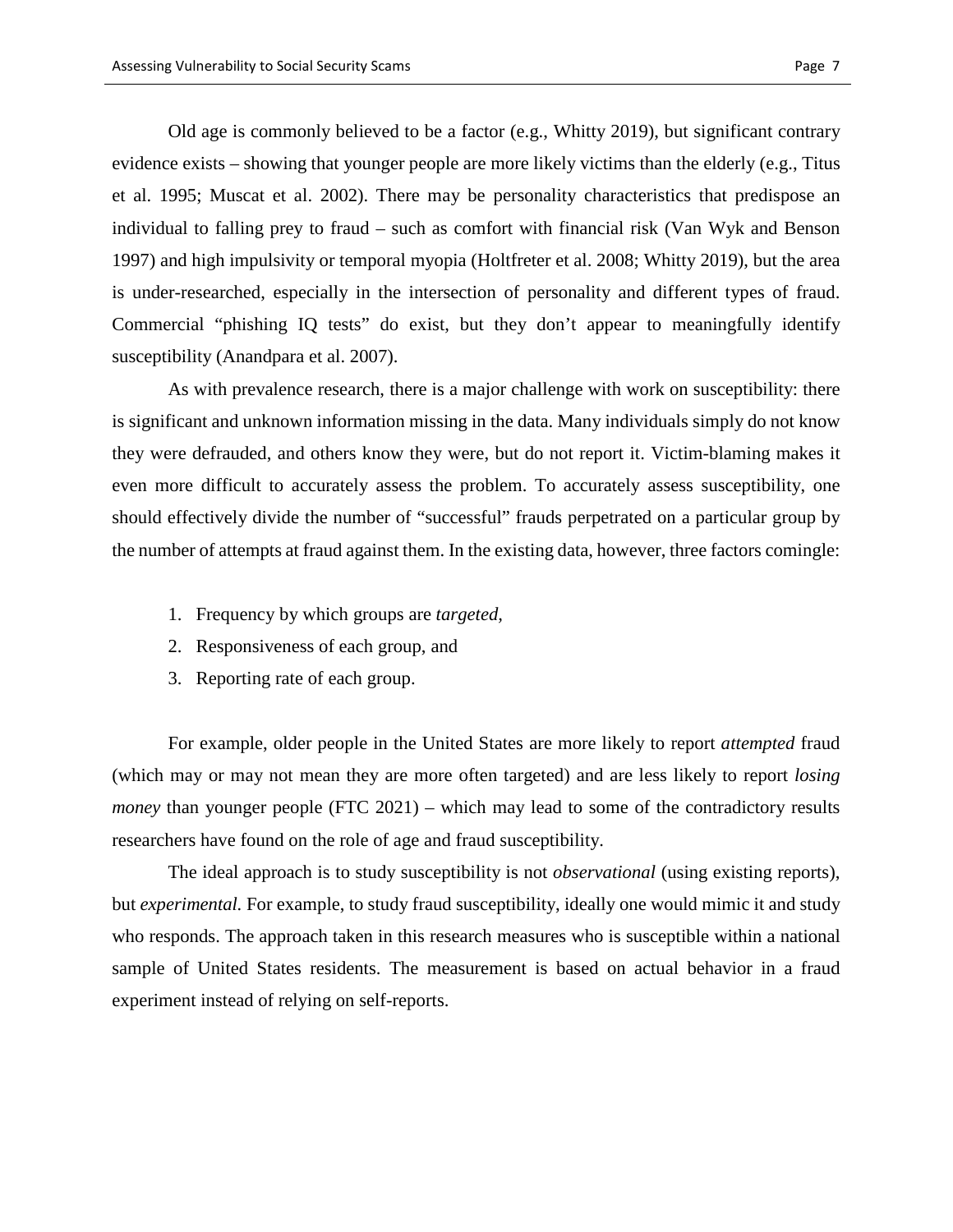Old age is commonly believed to be a factor (e.g., Whitty 2019), but significant contrary evidence exists – showing that younger people are more likely victims than the elderly (e.g., Titus et al. 1995; Muscat et al. 2002). There may be personality characteristics that predispose an individual to falling prey to fraud – such as comfort with financial risk (Van Wyk and Benson 1997) and high impulsivity or temporal myopia (Holtfreter et al. 2008; Whitty 2019), but the area is under-researched, especially in the intersection of personality and different types of fraud. Commercial "phishing IQ tests" do exist, but they don't appear to meaningfully identify susceptibility (Anandpara et al. 2007).

As with prevalence research, there is a major challenge with work on susceptibility: there is significant and unknown information missing in the data. Many individuals simply do not know they were defrauded, and others know they were, but do not report it. Victim-blaming makes it even more difficult to accurately assess the problem. To accurately assess susceptibility, one should effectively divide the number of "successful" frauds perpetrated on a particular group by the number of attempts at fraud against them. In the existing data, however, three factors comingle:

1. Frequency by which groups are *targeted*,
2. Responsiveness of each group, and
3. Reporting rate of each group.

For example, older people in the United States are more likely to report *attempted* fraud (which may or may not mean they are more often targeted) and are less likely to report *losing money* than younger people (FTC 2021) – which may lead to some of the contradictory results researchers have found on the role of age and fraud susceptibility.

The ideal approach is to study susceptibility is not *observational* (using existing reports), but *experimental.* For example, to study fraud susceptibility, ideally one would mimic it and study who responds. The approach taken in this research measures who is susceptible within a national sample of United States residents. The measurement is based on actual behavior in a fraud experiment instead of relying on self-reports.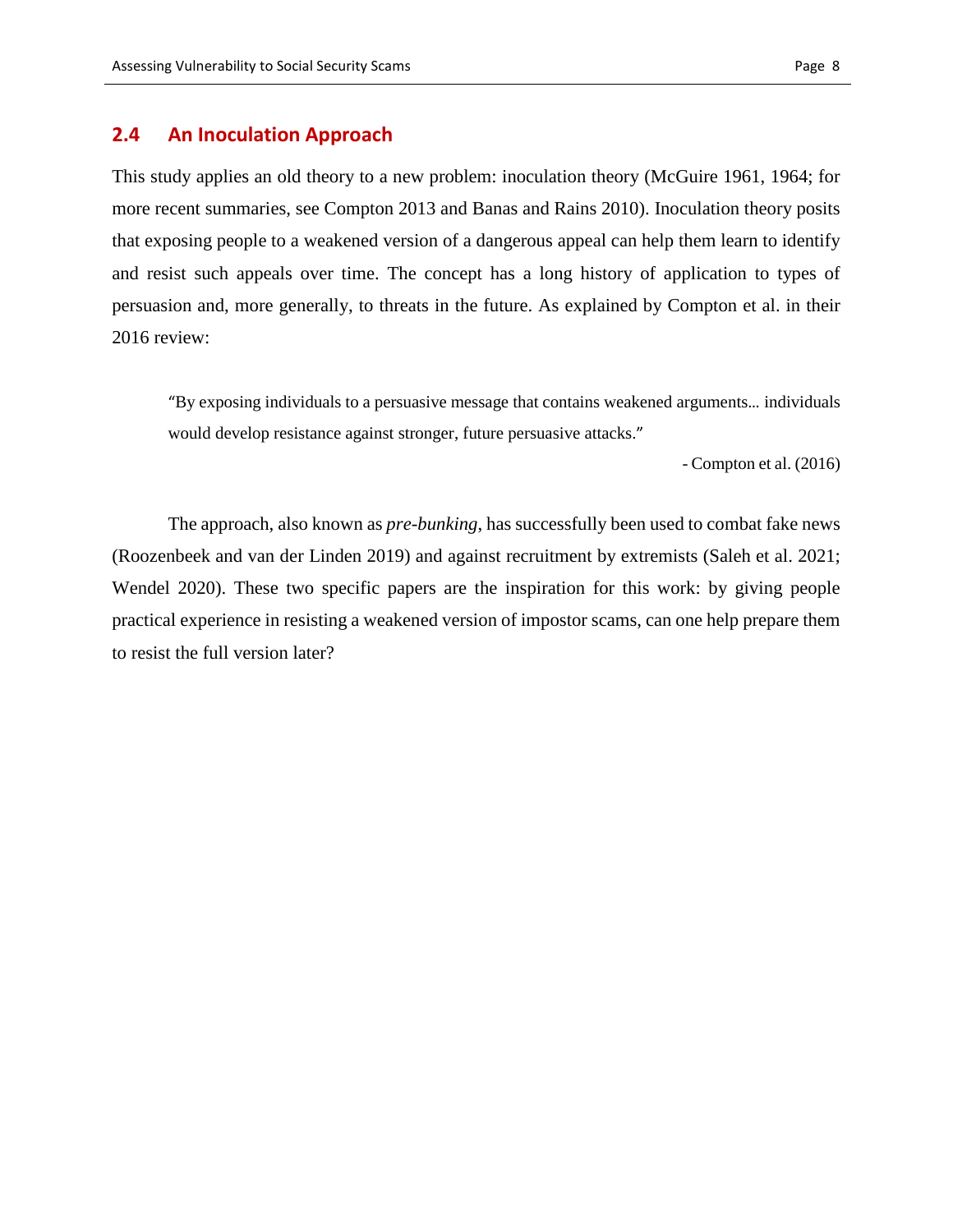## 2.4 An Inoculation Approach

This study applies an old theory to a new problem: inoculation theory (McGuire 1961, 1964; for more recent summaries, see Compton 2013 and Banas and Rains 2010). Inoculation theory posits that exposing people to a weakened version of a dangerous appeal can help them learn to identify and resist such appeals over time. The concept has a long history of application to types of persuasion and, more generally, to threats in the future. As explained by Compton et al. in their 2016 review:

> "By exposing individuals to a persuasive message that contains weakened arguments… individuals would develop resistance against stronger, future persuasive attacks."
>
> - Compton et al. (2016)

The approach, also known as *pre-bunking*, has successfully been used to combat fake news (Roozenbeek and van der Linden 2019) and against recruitment by extremists (Saleh et al. 2021; Wendel 2020). These two specific papers are the inspiration for this work: by giving people practical experience in resisting a weakened version of impostor scams, can one help prepare them to resist the full version later?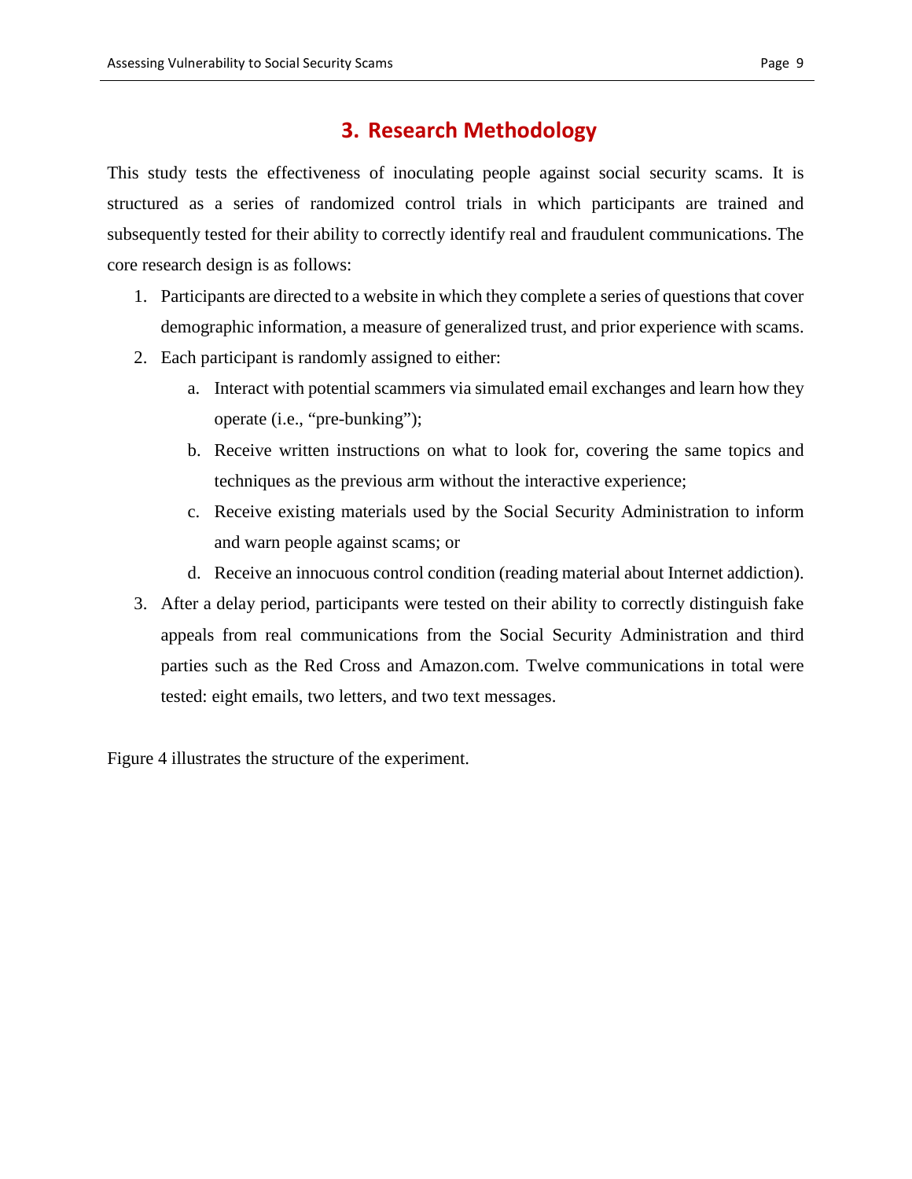# 3. Research Methodology

This study tests the effectiveness of inoculating people against social security scams. It is structured as a series of randomized control trials in which participants are trained and subsequently tested for their ability to correctly identify real and fraudulent communications. The core research design is as follows:

1. Participants are directed to a website in which they complete a series of questions that cover demographic information, a measure of generalized trust, and prior experience with scams.
2. Each participant is randomly assigned to either:
   a. Interact with potential scammers via simulated email exchanges and learn how they operate (i.e., "pre-bunking");
   b. Receive written instructions on what to look for, covering the same topics and techniques as the previous arm without the interactive experience;
   c. Receive existing materials used by the Social Security Administration to inform and warn people against scams; or
   d. Receive an innocuous control condition (reading material about Internet addiction).
3. After a delay period, participants were tested on their ability to correctly distinguish fake appeals from real communications from the Social Security Administration and third parties such as the Red Cross and Amazon.com. Twelve communications in total were tested: eight emails, two letters, and two text messages.

Figure 4 illustrates the structure of the experiment.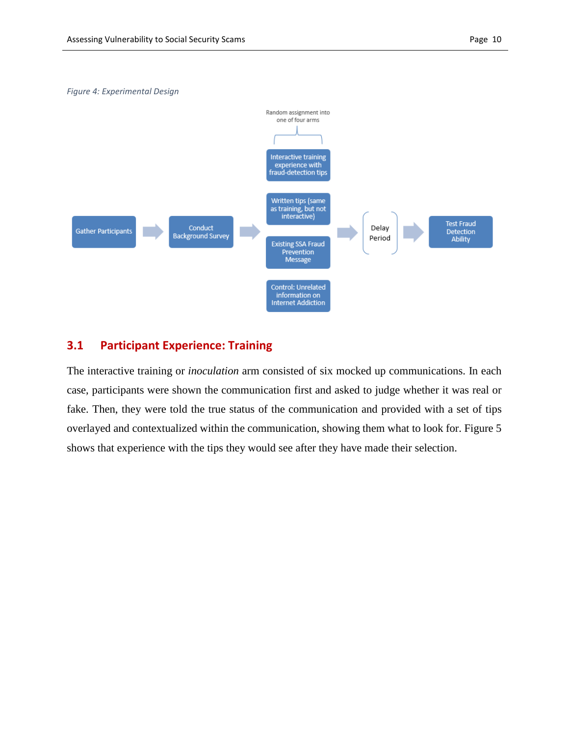*Figure 4: Experimental Design*

Random assignment into one of four arms

Gather Participants → Conduct Background Survey → [Interactive training experience with fraud-detection tips | Written tips (same as training, but not interactive) | Existing SSA Fraud Prevention Message | Control: Unrelated information on Internet Addiction] → Delay Period → Test Fraud Detection Ability

## 3.1 Participant Experience: Training

The interactive training or *inoculation* arm consisted of six mocked up communications. In each case, participants were shown the communication first and asked to judge whether it was real or fake. Then, they were told the true status of the communication and provided with a set of tips overlayed and contextualized within the communication, showing them what to look for. Figure 5 shows that experience with the tips they would see after they have made their selection.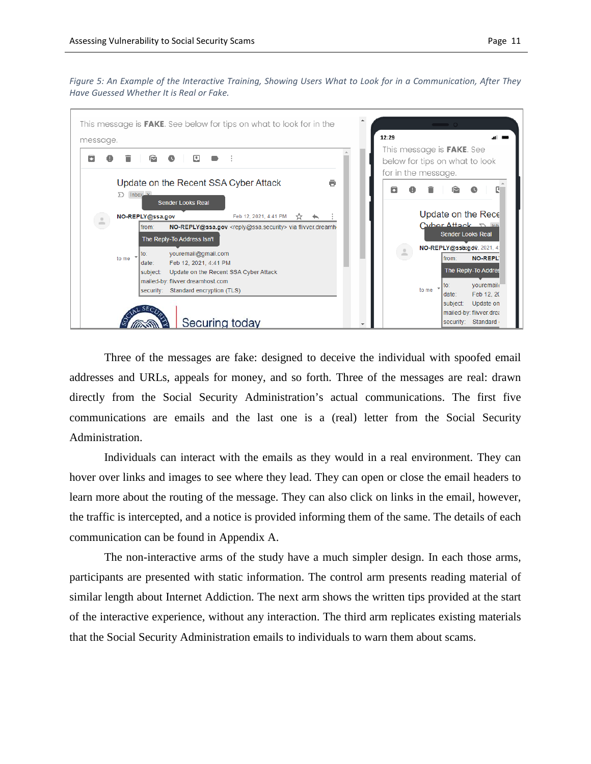*Figure 5: An Example of the Interactive Training, Showing Users What to Look for in a Communication, After They Have Guessed Whether It is Real or Fake.*

Three of the messages are fake: designed to deceive the individual with spoofed email addresses and URLs, appeals for money, and so forth. Three of the messages are real: drawn directly from the Social Security Administration's actual communications. The first five communications are emails and the last one is a (real) letter from the Social Security Administration.

Individuals can interact with the emails as they would in a real environment. They can hover over links and images to see where they lead. They can open or close the email headers to learn more about the routing of the message. They can also click on links in the email, however, the traffic is intercepted, and a notice is provided informing them of the same. The details of each communication can be found in Appendix A.

The non-interactive arms of the study have a much simpler design. In each those arms, participants are presented with static information. The control arm presents reading material of similar length about Internet Addiction. The next arm shows the written tips provided at the start of the interactive experience, without any interaction. The third arm replicates existing materials that the Social Security Administration emails to individuals to warn them about scams.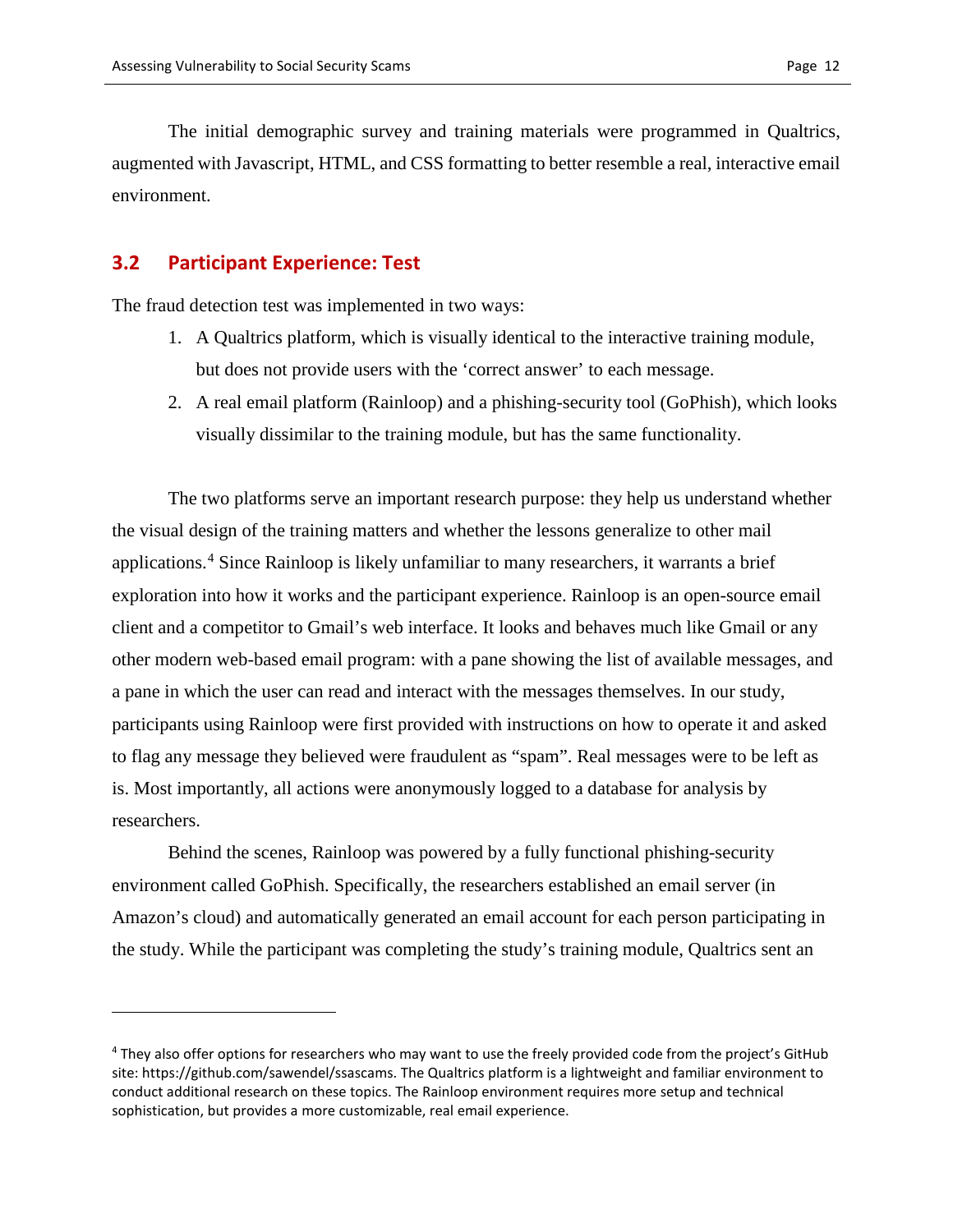The initial demographic survey and training materials were programmed in Qualtrics, augmented with Javascript, HTML, and CSS formatting to better resemble a real, interactive email environment.

## 3.2 Participant Experience: Test

The fraud detection test was implemented in two ways:

1. A Qualtrics platform, which is visually identical to the interactive training module, but does not provide users with the 'correct answer' to each message.
2. A real email platform (Rainloop) and a phishing-security tool (GoPhish), which looks visually dissimilar to the training module, but has the same functionality.

The two platforms serve an important research purpose: they help us understand whether the visual design of the training matters and whether the lessons generalize to other mail applications.[4] Since Rainloop is likely unfamiliar to many researchers, it warrants a brief exploration into how it works and the participant experience. Rainloop is an open-source email client and a competitor to Gmail's web interface. It looks and behaves much like Gmail or any other modern web-based email program: with a pane showing the list of available messages, and a pane in which the user can read and interact with the messages themselves. In our study, participants using Rainloop were first provided with instructions on how to operate it and asked to flag any message they believed were fraudulent as "spam". Real messages were to be left as is. Most importantly, all actions were anonymously logged to a database for analysis by researchers.

Behind the scenes, Rainloop was powered by a fully functional phishing-security environment called GoPhish. Specifically, the researchers established an email server (in Amazon's cloud) and automatically generated an email account for each person participating in the study. While the participant was completing the study's training module, Qualtrics sent an

[4] They also offer options for researchers who may want to use the freely provided code from the project's GitHub site: https://github.com/sawendel/ssascams. The Qualtrics platform is a lightweight and familiar environment to conduct additional research on these topics. The Rainloop environment requires more setup and technical sophistication, but provides a more customizable, real email experience.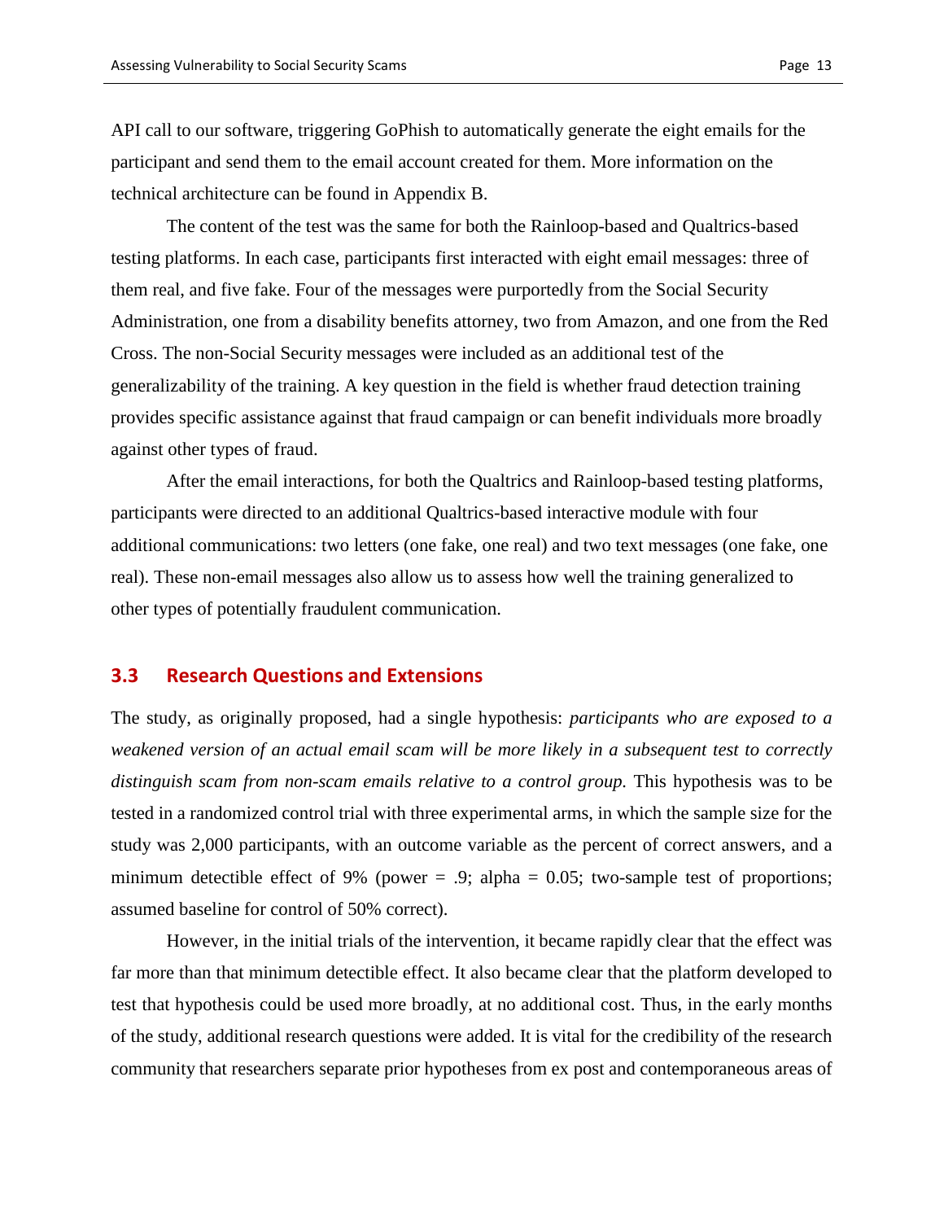API call to our software, triggering GoPhish to automatically generate the eight emails for the participant and send them to the email account created for them. More information on the technical architecture can be found in Appendix B.

The content of the test was the same for both the Rainloop-based and Qualtrics-based testing platforms. In each case, participants first interacted with eight email messages: three of them real, and five fake. Four of the messages were purportedly from the Social Security Administration, one from a disability benefits attorney, two from Amazon, and one from the Red Cross. The non-Social Security messages were included as an additional test of the generalizability of the training. A key question in the field is whether fraud detection training provides specific assistance against that fraud campaign or can benefit individuals more broadly against other types of fraud.

After the email interactions, for both the Qualtrics and Rainloop-based testing platforms, participants were directed to an additional Qualtrics-based interactive module with four additional communications: two letters (one fake, one real) and two text messages (one fake, one real). These non-email messages also allow us to assess how well the training generalized to other types of potentially fraudulent communication.

## 3.3 Research Questions and Extensions

The study, as originally proposed, had a single hypothesis: *participants who are exposed to a weakened version of an actual email scam will be more likely in a subsequent test to correctly distinguish scam from non-scam emails relative to a control group.* This hypothesis was to be tested in a randomized control trial with three experimental arms, in which the sample size for the study was 2,000 participants, with an outcome variable as the percent of correct answers, and a minimum detectible effect of 9% (power = .9; alpha = 0.05; two-sample test of proportions; assumed baseline for control of 50% correct).

However, in the initial trials of the intervention, it became rapidly clear that the effect was far more than that minimum detectible effect. It also became clear that the platform developed to test that hypothesis could be used more broadly, at no additional cost. Thus, in the early months of the study, additional research questions were added. It is vital for the credibility of the research community that researchers separate prior hypotheses from ex post and contemporaneous areas of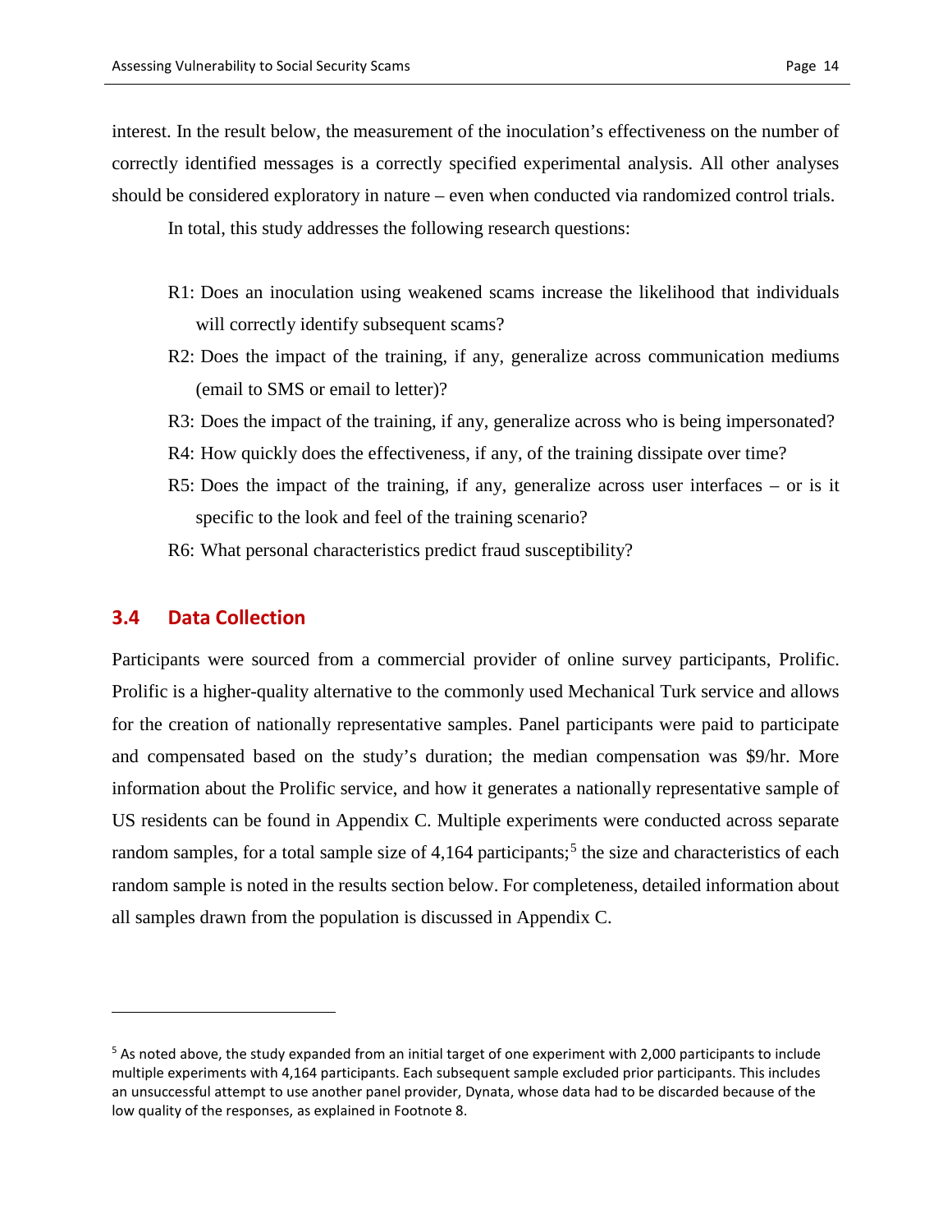interest. In the result below, the measurement of the inoculation's effectiveness on the number of correctly identified messages is a correctly specified experimental analysis. All other analyses should be considered exploratory in nature – even when conducted via randomized control trials.

In total, this study addresses the following research questions:

R1: Does an inoculation using weakened scams increase the likelihood that individuals will correctly identify subsequent scams?

R2: Does the impact of the training, if any, generalize across communication mediums (email to SMS or email to letter)?

R3: Does the impact of the training, if any, generalize across who is being impersonated?

R4: How quickly does the effectiveness, if any, of the training dissipate over time?

R5: Does the impact of the training, if any, generalize across user interfaces – or is it specific to the look and feel of the training scenario?

R6: What personal characteristics predict fraud susceptibility?

## 3.4 Data Collection

Participants were sourced from a commercial provider of online survey participants, Prolific. Prolific is a higher-quality alternative to the commonly used Mechanical Turk service and allows for the creation of nationally representative samples. Panel participants were paid to participate and compensated based on the study's duration; the median compensation was $9/hr. More information about the Prolific service, and how it generates a nationally representative sample of US residents can be found in Appendix C. Multiple experiments were conducted across separate random samples, for a total sample size of 4,164 participants;[5] the size and characteristics of each random sample is noted in the results section below. For completeness, detailed information about all samples drawn from the population is discussed in Appendix C.

---

[5] As noted above, the study expanded from an initial target of one experiment with 2,000 participants to include multiple experiments with 4,164 participants. Each subsequent sample excluded prior participants. This includes an unsuccessful attempt to use another panel provider, Dynata, whose data had to be discarded because of the low quality of the responses, as explained in Footnote 8.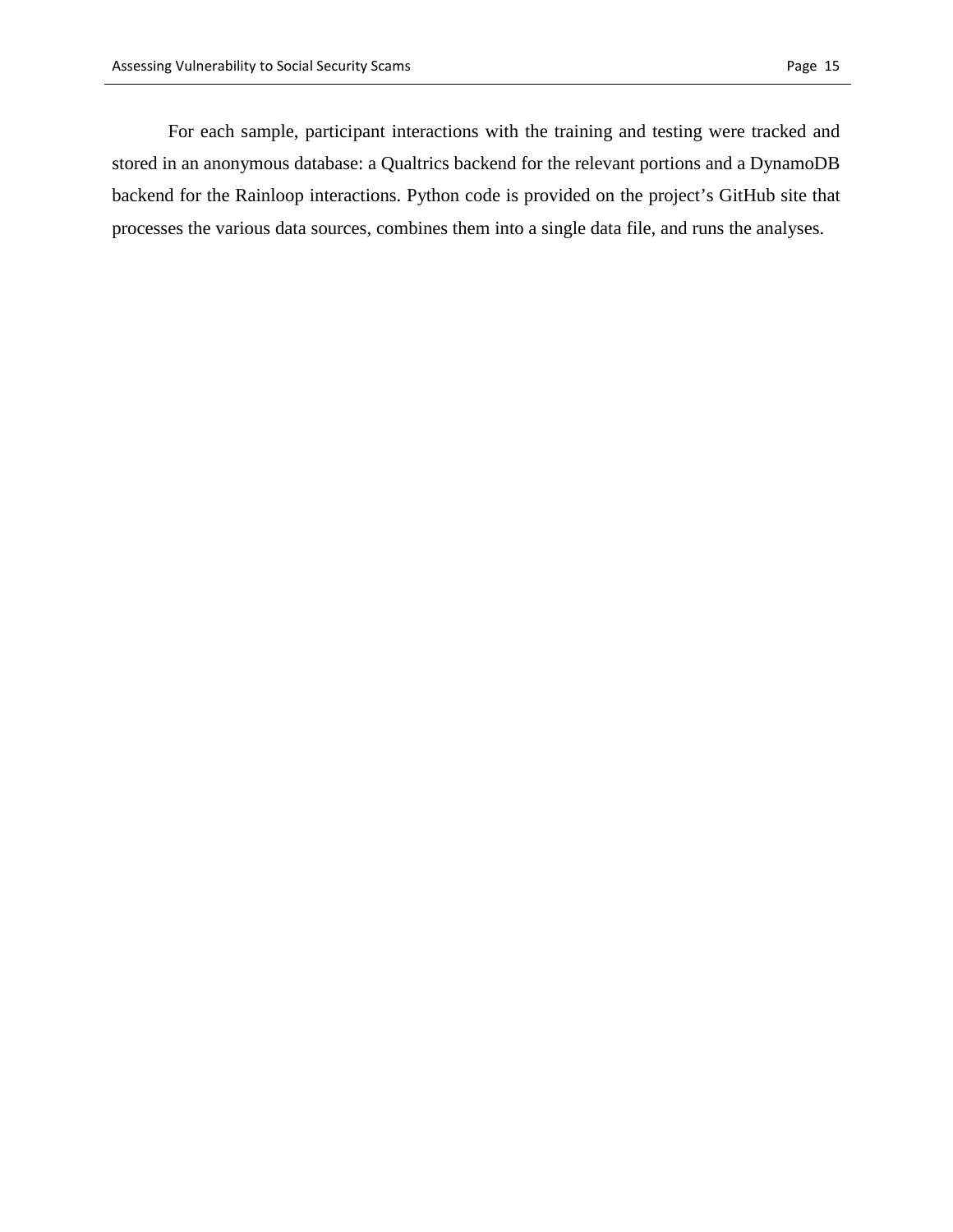For each sample, participant interactions with the training and testing were tracked and stored in an anonymous database: a Qualtrics backend for the relevant portions and a DynamoDB backend for the Rainloop interactions. Python code is provided on the project’s GitHub site that processes the various data sources, combines them into a single data file, and runs the analyses.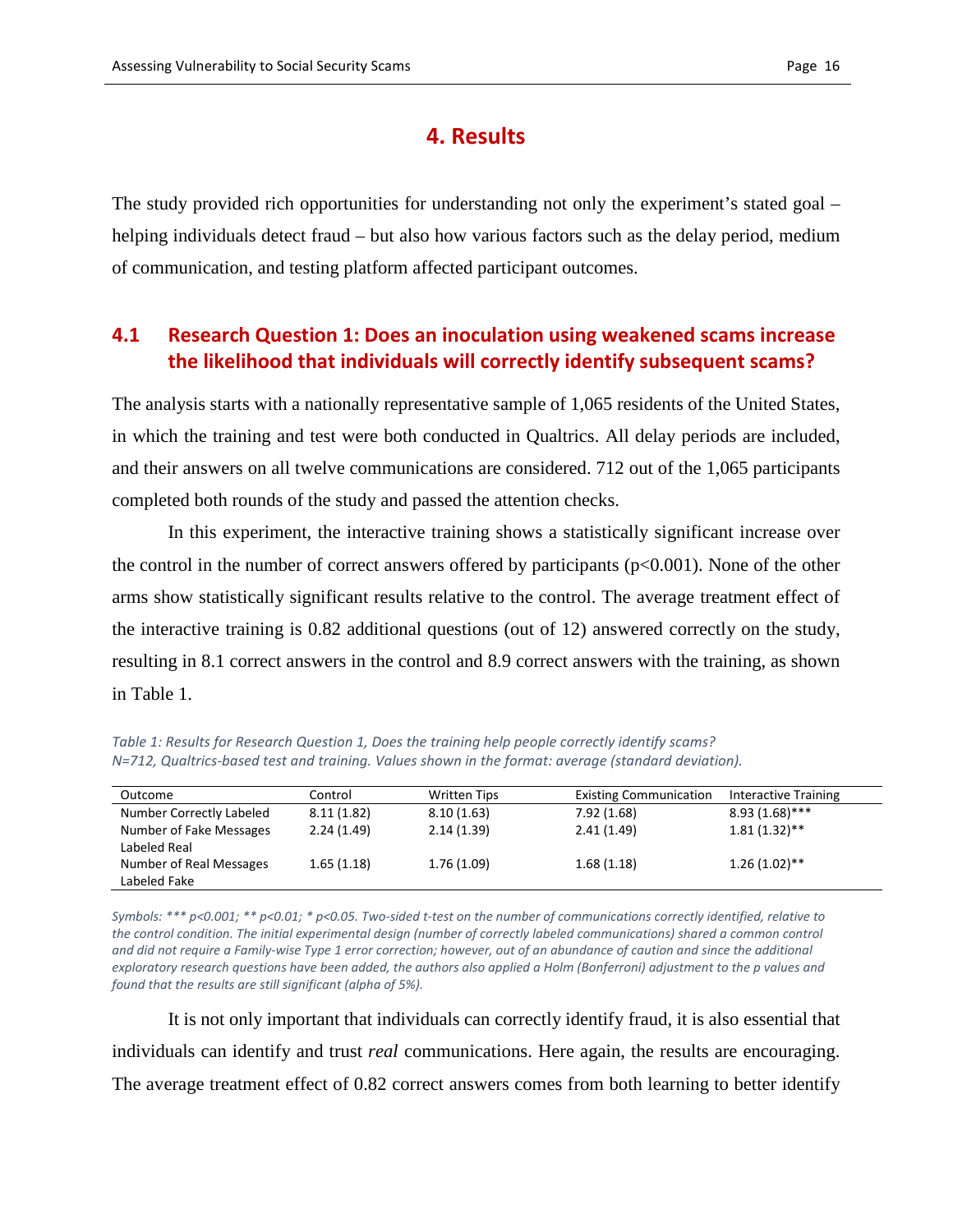# 4. Results

The study provided rich opportunities for understanding not only the experiment's stated goal – helping individuals detect fraud – but also how various factors such as the delay period, medium of communication, and testing platform affected participant outcomes.

## 4.1 Research Question 1: Does an inoculation using weakened scams increase the likelihood that individuals will correctly identify subsequent scams?

The analysis starts with a nationally representative sample of 1,065 residents of the United States, in which the training and test were both conducted in Qualtrics. All delay periods are included, and their answers on all twelve communications are considered. 712 out of the 1,065 participants completed both rounds of the study and passed the attention checks.

In this experiment, the interactive training shows a statistically significant increase over the control in the number of correct answers offered by participants ($p<0.001$). None of the other arms show statistically significant results relative to the control. The average treatment effect of the interactive training is 0.82 additional questions (out of 12) answered correctly on the study, resulting in 8.1 correct answers in the control and 8.9 correct answers with the training, as shown in Table 1.

*Table 1: Results for Research Question 1, Does the training help people correctly identify scams? N=712, Qualtrics-based test and training. Values shown in the format: average (standard deviation).*

| Outcome | Control | Written Tips | Existing Communication | Interactive Training |
|---|---|---|---|---|
| Number Correctly Labeled | 8.11 (1.82) | 8.10 (1.63) | 7.92 (1.68) | 8.93 (1.68)*** |
| Number of Fake Messages Labeled Real | 2.24 (1.49) | 2.14 (1.39) | 2.41 (1.49) | 1.81 (1.32)** |
| Number of Real Messages Labeled Fake | 1.65 (1.18) | 1.76 (1.09) | 1.68 (1.18) | 1.26 (1.02)** |

*Symbols: *** p<0.001; ** p<0.01; * p<0.05. Two-sided t-test on the number of communications correctly identified, relative to the control condition. The initial experimental design (number of correctly labeled communications) shared a common control and did not require a Family-wise Type 1 error correction; however, out of an abundance of caution and since the additional exploratory research questions have been added, the authors also applied a Holm (Bonferroni) adjustment to the p values and found that the results are still significant (alpha of 5%).*

It is not only important that individuals can correctly identify fraud, it is also essential that individuals can identify and trust *real* communications. Here again, the results are encouraging. The average treatment effect of 0.82 correct answers comes from both learning to better identify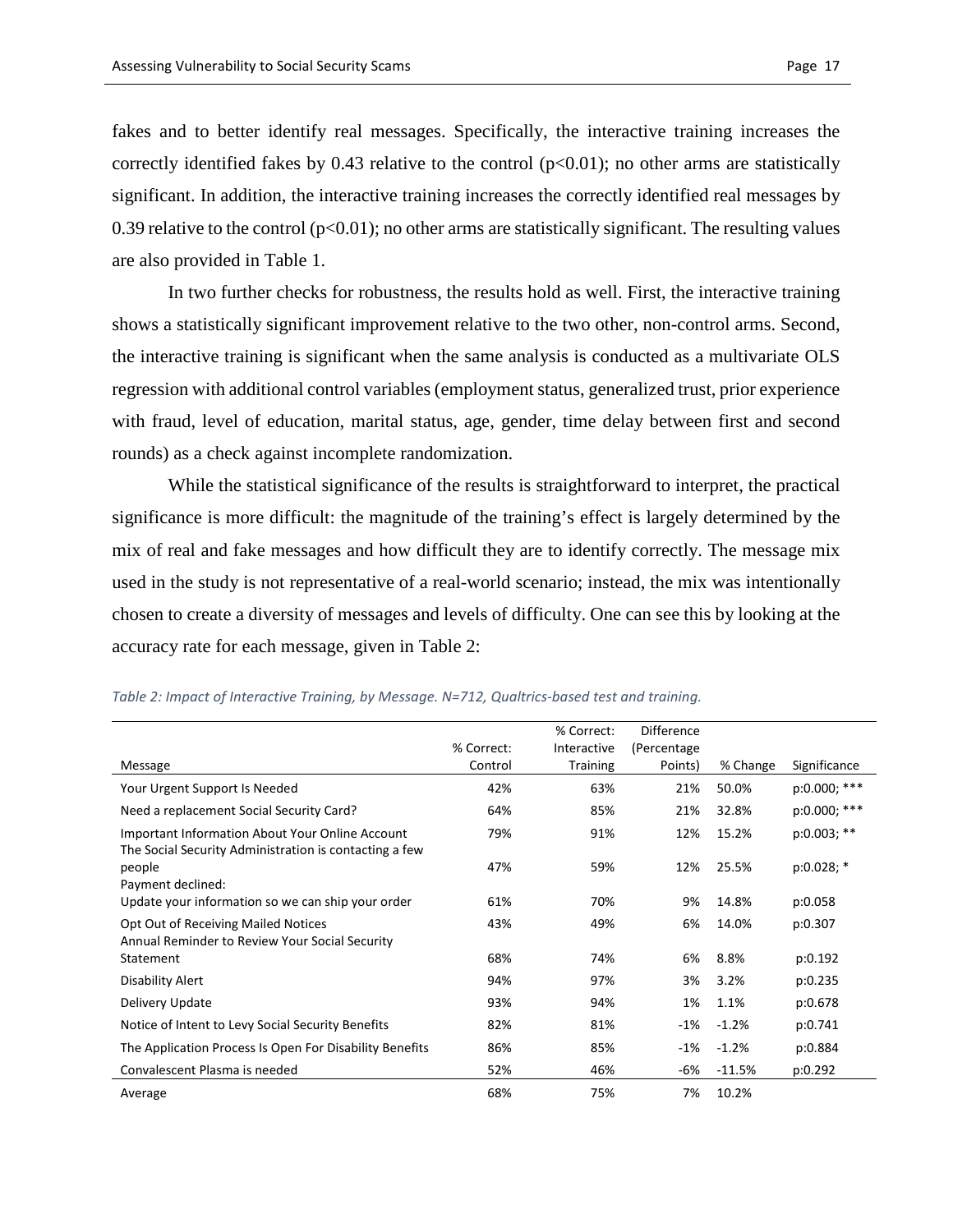fakes and to better identify real messages. Specifically, the interactive training increases the correctly identified fakes by 0.43 relative to the control ($p<0.01$); no other arms are statistically significant. In addition, the interactive training increases the correctly identified real messages by 0.39 relative to the control ($p<0.01$); no other arms are statistically significant. The resulting values are also provided in Table 1.

In two further checks for robustness, the results hold as well. First, the interactive training shows a statistically significant improvement relative to the two other, non-control arms. Second, the interactive training is significant when the same analysis is conducted as a multivariate OLS regression with additional control variables (employment status, generalized trust, prior experience with fraud, level of education, marital status, age, gender, time delay between first and second rounds) as a check against incomplete randomization.

While the statistical significance of the results is straightforward to interpret, the practical significance is more difficult: the magnitude of the training's effect is largely determined by the mix of real and fake messages and how difficult they are to identify correctly. The message mix used in the study is not representative of a real-world scenario; instead, the mix was intentionally chosen to create a diversity of messages and levels of difficulty. One can see this by looking at the accuracy rate for each message, given in Table 2:

*Table 2: Impact of Interactive Training, by Message. N=712, Qualtrics-based test and training.*

| Message | % Correct: Control | % Correct: Interactive Training | Difference (Percentage Points) | % Change | Significance |
|---|---|---|---|---|---|
| Your Urgent Support Is Needed | 42% | 63% | 21% | 50.0% | p:0.000; *** |
| Need a replacement Social Security Card? | 64% | 85% | 21% | 32.8% | p:0.000; *** |
| Important Information About Your Online Account | 79% | 91% | 12% | 15.2% | p:0.003; ** |
| The Social Security Administration is contacting a few people | 47% | 59% | 12% | 25.5% | p:0.028; * |
| Payment declined: Update your information so we can ship your order | 61% | 70% | 9% | 14.8% | p:0.058 |
| Opt Out of Receiving Mailed Notices | 43% | 49% | 6% | 14.0% | p:0.307 |
| Annual Reminder to Review Your Social Security Statement | 68% | 74% | 6% | 8.8% | p:0.192 |
| Disability Alert | 94% | 97% | 3% | 3.2% | p:0.235 |
| Delivery Update | 93% | 94% | 1% | 1.1% | p:0.678 |
| Notice of Intent to Levy Social Security Benefits | 82% | 81% | -1% | -1.2% | p:0.741 |
| The Application Process Is Open For Disability Benefits | 86% | 85% | -1% | -1.2% | p:0.884 |
| Convalescent Plasma is needed | 52% | 46% | -6% | -11.5% | p:0.292 |
| Average | 68% | 75% | 7% | 10.2% | |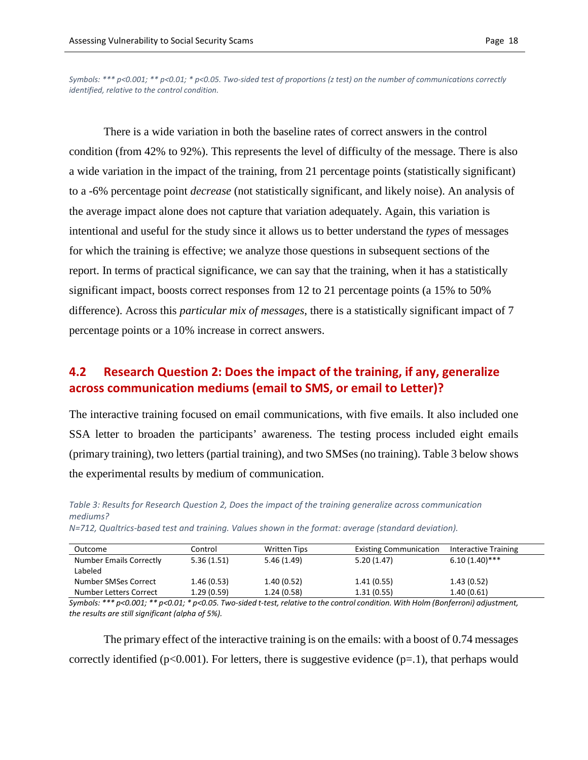*Symbols: \*\*\* p<0.001; \*\* p<0.01; \* p<0.05. Two-sided test of proportions (z test) on the number of communications correctly identified, relative to the control condition.*

There is a wide variation in both the baseline rates of correct answers in the control condition (from 42% to 92%). This represents the level of difficulty of the message. There is also a wide variation in the impact of the training, from 21 percentage points (statistically significant) to a -6% percentage point *decrease* (not statistically significant, and likely noise). An analysis of the average impact alone does not capture that variation adequately. Again, this variation is intentional and useful for the study since it allows us to better understand the *types* of messages for which the training is effective; we analyze those questions in subsequent sections of the report. In terms of practical significance, we can say that the training, when it has a statistically significant impact, boosts correct responses from 12 to 21 percentage points (a 15% to 50% difference). Across this *particular mix of messages*, there is a statistically significant impact of 7 percentage points or a 10% increase in correct answers.

## 4.2 Research Question 2: Does the impact of the training, if any, generalize across communication mediums (email to SMS, or email to Letter)?

The interactive training focused on email communications, with five emails. It also included one SSA letter to broaden the participants' awareness. The testing process included eight emails (primary training), two letters (partial training), and two SMSes (no training). Table 3 below shows the experimental results by medium of communication.

*Table 3: Results for Research Question 2, Does the impact of the training generalize across communication mediums?*
*N=712, Qualtrics-based test and training. Values shown in the format: average (standard deviation).*

| Outcome | Control | Written Tips | Existing Communication | Interactive Training |
|---|---|---|---|---|
| Number Emails Correctly Labeled | 5.36 (1.51) | 5.46 (1.49) | 5.20 (1.47) | 6.10 (1.40)*** |
| Number SMSes Correct | 1.46 (0.53) | 1.40 (0.52) | 1.41 (0.55) | 1.43 (0.52) |
| Number Letters Correct | 1.29 (0.59) | 1.24 (0.58) | 1.31 (0.55) | 1.40 (0.61) |

*Symbols: \*\*\* p<0.001; \*\* p<0.01; \* p<0.05. Two-sided t-test, relative to the control condition. With Holm (Bonferroni) adjustment, the results are still significant (alpha of 5%).*

The primary effect of the interactive training is on the emails: with a boost of 0.74 messages correctly identified ($p<0.001$). For letters, there is suggestive evidence ($p=.1$), that perhaps would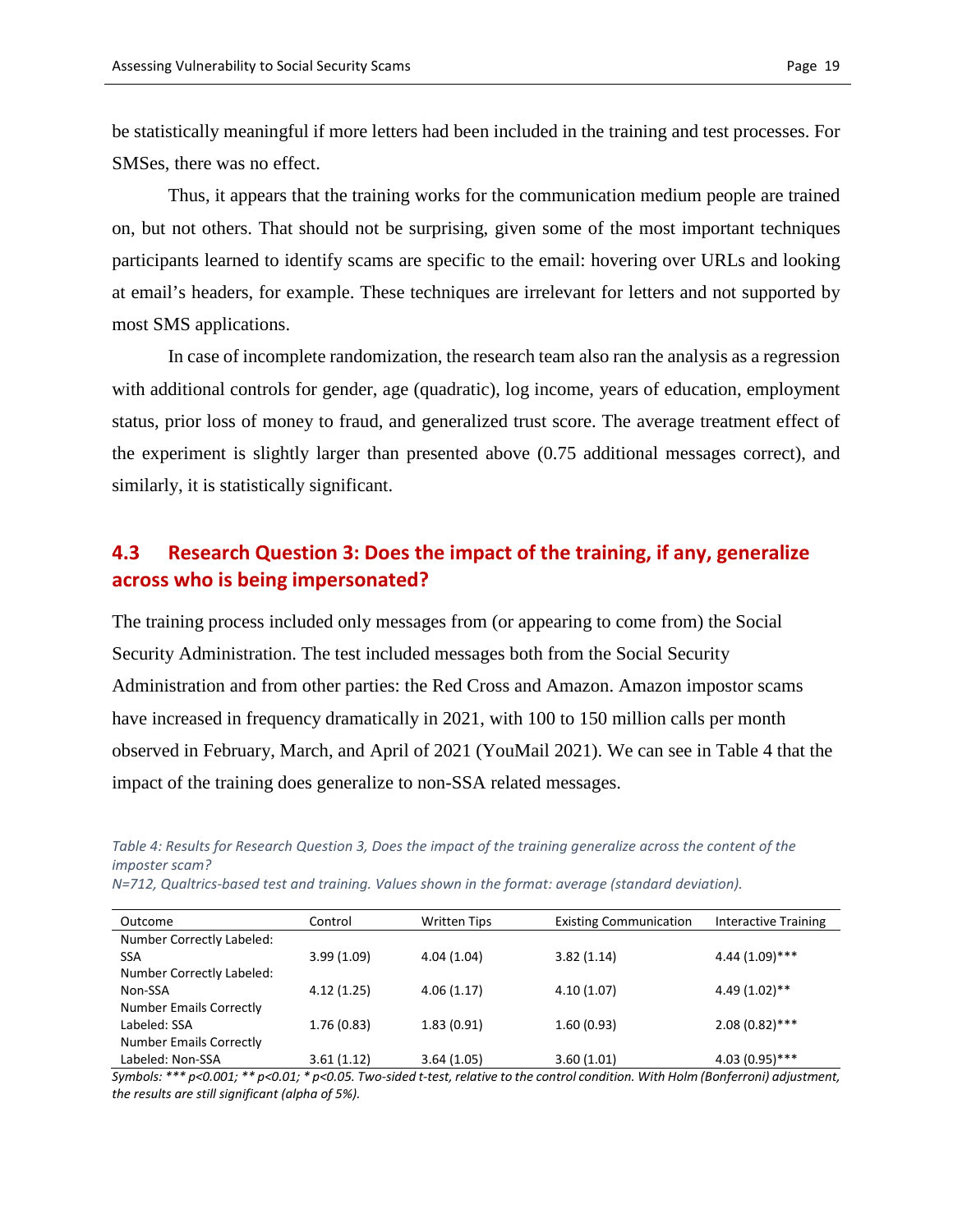be statistically meaningful if more letters had been included in the training and test processes. For SMSes, there was no effect.

Thus, it appears that the training works for the communication medium people are trained on, but not others. That should not be surprising, given some of the most important techniques participants learned to identify scams are specific to the email: hovering over URLs and looking at email's headers, for example. These techniques are irrelevant for letters and not supported by most SMS applications.

In case of incomplete randomization, the research team also ran the analysis as a regression with additional controls for gender, age (quadratic), log income, years of education, employment status, prior loss of money to fraud, and generalized trust score. The average treatment effect of the experiment is slightly larger than presented above (0.75 additional messages correct), and similarly, it is statistically significant.

## 4.3 Research Question 3: Does the impact of the training, if any, generalize across who is being impersonated?

The training process included only messages from (or appearing to come from) the Social Security Administration. The test included messages both from the Social Security Administration and from other parties: the Red Cross and Amazon. Amazon impostor scams have increased in frequency dramatically in 2021, with 100 to 150 million calls per month observed in February, March, and April of 2021 (YouMail 2021). We can see in Table 4 that the impact of the training does generalize to non-SSA related messages.

*Table 4: Results for Research Question 3, Does the impact of the training generalize across the content of the imposter scam?*
*N=712, Qualtrics-based test and training. Values shown in the format: average (standard deviation).*

| Outcome | Control | Written Tips | Existing Communication | Interactive Training |
|---|---|---|---|---|
| Number Correctly Labeled: SSA | 3.99 (1.09) | 4.04 (1.04) | 3.82 (1.14) | 4.44 (1.09)*** |
| Number Correctly Labeled: Non-SSA | 4.12 (1.25) | 4.06 (1.17) | 4.10 (1.07) | 4.49 (1.02)** |
| Number Emails Correctly Labeled: SSA | 1.76 (0.83) | 1.83 (0.91) | 1.60 (0.93) | 2.08 (0.82)*** |
| Number Emails Correctly Labeled: Non-SSA | 3.61 (1.12) | 3.64 (1.05) | 3.60 (1.01) | 4.03 (0.95)*** |

*Symbols: *** p<0.001; ** p<0.01; * p<0.05. Two-sided t-test, relative to the control condition. With Holm (Bonferroni) adjustment, the results are still significant (alpha of 5%).*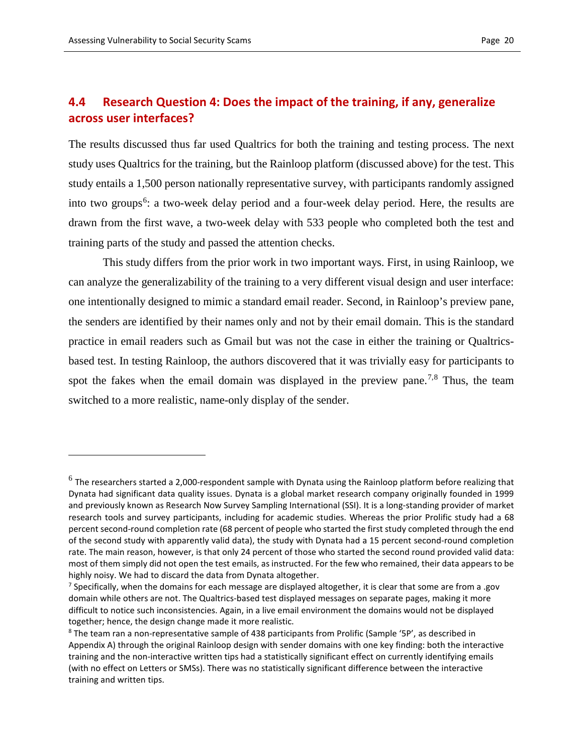## 4.4 Research Question 4: Does the impact of the training, if any, generalize across user interfaces?

The results discussed thus far used Qualtrics for both the training and testing process. The next study uses Qualtrics for the training, but the Rainloop platform (discussed above) for the test. This study entails a 1,500 person nationally representative survey, with participants randomly assigned into two groups[6]: a two-week delay period and a four-week delay period. Here, the results are drawn from the first wave, a two-week delay with 533 people who completed both the test and training parts of the study and passed the attention checks.

This study differs from the prior work in two important ways. First, in using Rainloop, we can analyze the generalizability of the training to a very different visual design and user interface: one intentionally designed to mimic a standard email reader. Second, in Rainloop's preview pane, the senders are identified by their names only and not by their email domain. This is the standard practice in email readers such as Gmail but was not the case in either the training or Qualtrics-based test. In testing Rainloop, the authors discovered that it was trivially easy for participants to spot the fakes when the email domain was displayed in the preview pane.[7,8] Thus, the team switched to a more realistic, name-only display of the sender.

---

[6] The researchers started a 2,000-respondent sample with Dynata using the Rainloop platform before realizing that Dynata had significant data quality issues. Dynata is a global market research company originally founded in 1999 and previously known as Research Now Survey Sampling International (SSI). It is a long-standing provider of market research tools and survey participants, including for academic studies. Whereas the prior Prolific study had a 68 percent second-round completion rate (68 percent of people who started the first study completed through the end of the second study with apparently valid data), the study with Dynata had a 15 percent second-round completion rate. The main reason, however, is that only 24 percent of those who started the second round provided valid data: most of them simply did not open the test emails, as instructed. For the few who remained, their data appears to be highly noisy. We had to discard the data from Dynata altogether.

[7] Specifically, when the domains for each message are displayed altogether, it is clear that some are from a .gov domain while others are not. The Qualtrics-based test displayed messages on separate pages, making it more difficult to notice such inconsistencies. Again, in a live email environment the domains would not be displayed together; hence, the design change made it more realistic.

[8] The team ran a non-representative sample of 438 participants from Prolific (Sample '5P', as described in Appendix A) through the original Rainloop design with sender domains with one key finding: both the interactive training and the non-interactive written tips had a statistically significant effect on currently identifying emails (with no effect on Letters or SMSs). There was no statistically significant difference between the interactive training and written tips.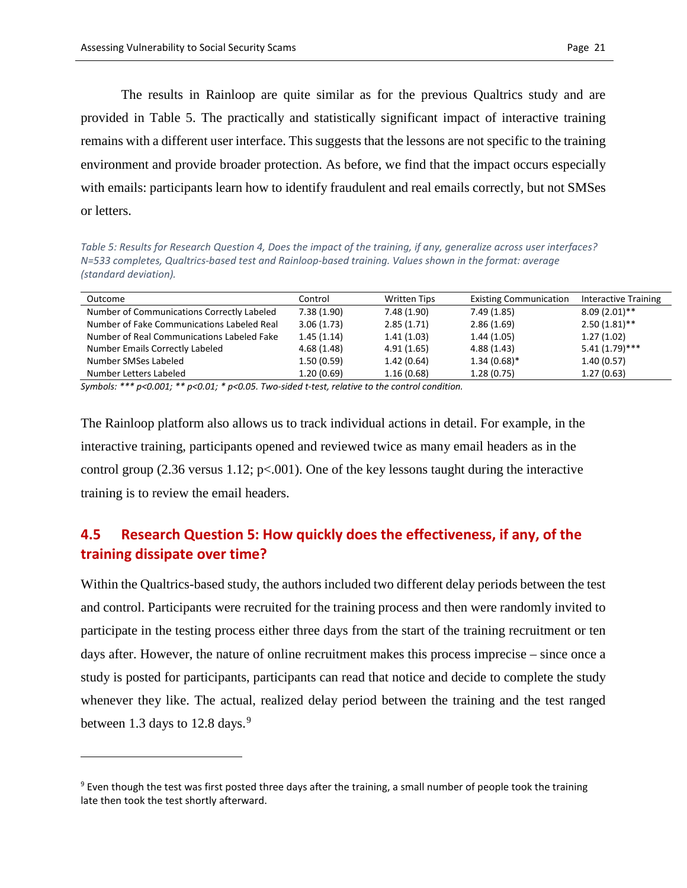The results in Rainloop are quite similar as for the previous Qualtrics study and are provided in Table 5. The practically and statistically significant impact of interactive training remains with a different user interface. This suggests that the lessons are not specific to the training environment and provide broader protection. As before, we find that the impact occurs especially with emails: participants learn how to identify fraudulent and real emails correctly, but not SMSes or letters.

*Table 5: Results for Research Question 4, Does the impact of the training, if any, generalize across user interfaces? N=533 completes, Qualtrics-based test and Rainloop-based training. Values shown in the format: average (standard deviation).*

| Outcome | Control | Written Tips | Existing Communication | Interactive Training |
|---|---|---|---|---|
| Number of Communications Correctly Labeled | 7.38 (1.90) | 7.48 (1.90) | 7.49 (1.85) | 8.09 (2.01)** |
| Number of Fake Communications Labeled Real | 3.06 (1.73) | 2.85 (1.71) | 2.86 (1.69) | 2.50 (1.81)** |
| Number of Real Communications Labeled Fake | 1.45 (1.14) | 1.41 (1.03) | 1.44 (1.05) | 1.27 (1.02) |
| Number Emails Correctly Labeled | 4.68 (1.48) | 4.91 (1.65) | 4.88 (1.43) | 5.41 (1.79)*** |
| Number SMSes Labeled | 1.50 (0.59) | 1.42 (0.64) | 1.34 (0.68)* | 1.40 (0.57) |
| Number Letters Labeled | 1.20 (0.69) | 1.16 (0.68) | 1.28 (0.75) | 1.27 (0.63) |

*Symbols: *** $p<0.001$; ** $p<0.01$; * $p<0.05$. Two-sided t-test, relative to the control condition.*

The Rainloop platform also allows us to track individual actions in detail. For example, in the interactive training, participants opened and reviewed twice as many email headers as in the control group (2.36 versus 1.12; $p<.001$). One of the key lessons taught during the interactive training is to review the email headers.

## 4.5 Research Question 5: How quickly does the effectiveness, if any, of the training dissipate over time?

Within the Qualtrics-based study, the authors included two different delay periods between the test and control. Participants were recruited for the training process and then were randomly invited to participate in the testing process either three days from the start of the training recruitment or ten days after. However, the nature of online recruitment makes this process imprecise – since once a study is posted for participants, participants can read that notice and decide to complete the study whenever they like. The actual, realized delay period between the training and the test ranged between 1.3 days to 12.8 days.[9]

[9] Even though the test was first posted three days after the training, a small number of people took the training late then took the test shortly afterward.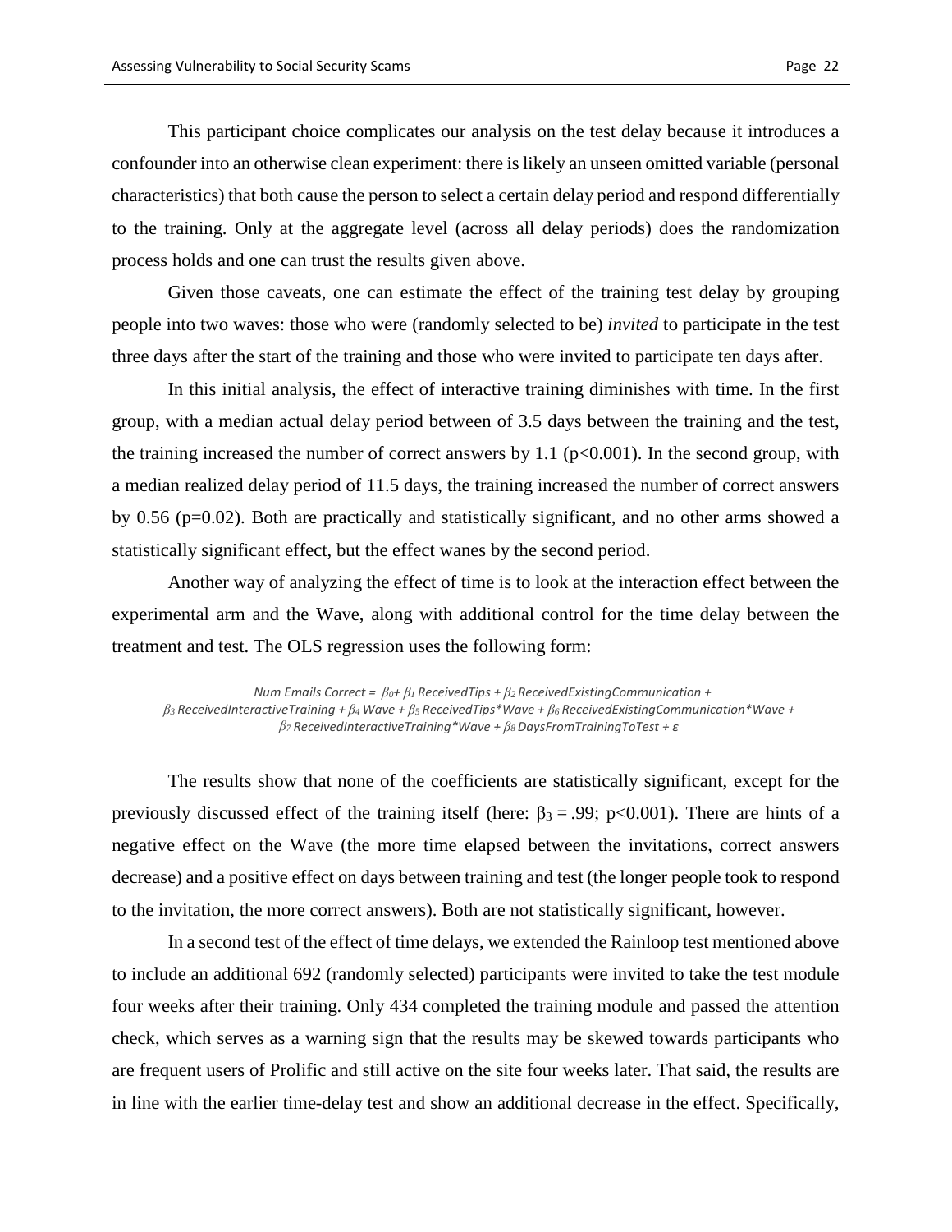This participant choice complicates our analysis on the test delay because it introduces a confounder into an otherwise clean experiment: there is likely an unseen omitted variable (personal characteristics) that both cause the person to select a certain delay period and respond differentially to the training. Only at the aggregate level (across all delay periods) does the randomization process holds and one can trust the results given above.

Given those caveats, one can estimate the effect of the training test delay by grouping people into two waves: those who were (randomly selected to be) *invited* to participate in the test three days after the start of the training and those who were invited to participate ten days after.

In this initial analysis, the effect of interactive training diminishes with time. In the first group, with a median actual delay period between of 3.5 days between the training and the test, the training increased the number of correct answers by 1.1 ($p<0.001$). In the second group, with a median realized delay period of 11.5 days, the training increased the number of correct answers by 0.56 ($p=0.02$). Both are practically and statistically significant, and no other arms showed a statistically significant effect, but the effect wanes by the second period.

Another way of analyzing the effect of time is to look at the interaction effect between the experimental arm and the Wave, along with additional control for the time delay between the treatment and test. The OLS regression uses the following form:

$$\text{Num Emails Correct} = \beta_0 + \beta_1 \text{ReceivedTips} + \beta_2 \text{ReceivedExistingCommunication} + \beta_3 \text{ReceivedInteractiveTraining} + \beta_4 \text{Wave} + \beta_5 \text{ReceivedTips*Wave} + \beta_6 \text{ReceivedExistingCommunication*Wave} + \beta_7 \text{ReceivedInteractiveTraining*Wave} + \beta_8 \text{DaysFromTrainingToTest} + \varepsilon$$

The results show that none of the coefficients are statistically significant, except for the previously discussed effect of the training itself (here: $\beta_3 = .99$; $p<0.001$). There are hints of a negative effect on the Wave (the more time elapsed between the invitations, correct answers decrease) and a positive effect on days between training and test (the longer people took to respond to the invitation, the more correct answers). Both are not statistically significant, however.

In a second test of the effect of time delays, we extended the Rainloop test mentioned above to include an additional 692 (randomly selected) participants were invited to take the test module four weeks after their training. Only 434 completed the training module and passed the attention check, which serves as a warning sign that the results may be skewed towards participants who are frequent users of Prolific and still active on the site four weeks later. That said, the results are in line with the earlier time-delay test and show an additional decrease in the effect. Specifically,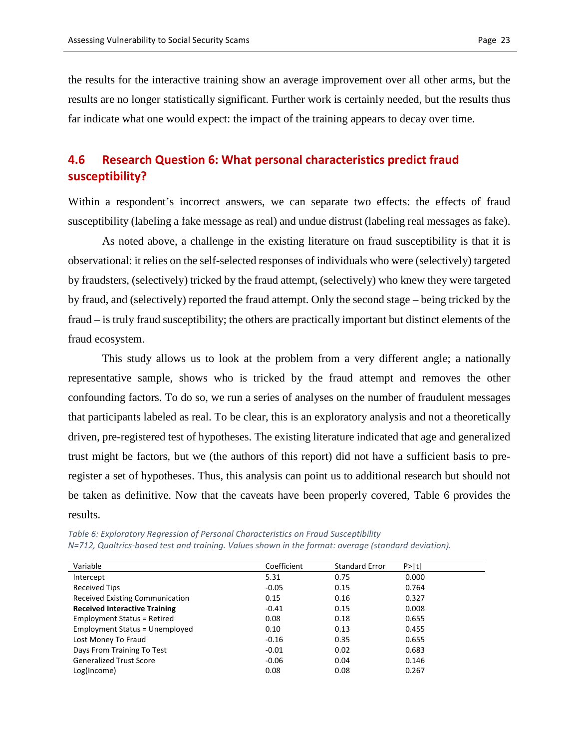the results for the interactive training show an average improvement over all other arms, but the results are no longer statistically significant. Further work is certainly needed, but the results thus far indicate what one would expect: the impact of the training appears to decay over time.

## 4.6 Research Question 6: What personal characteristics predict fraud susceptibility?

Within a respondent's incorrect answers, we can separate two effects: the effects of fraud susceptibility (labeling a fake message as real) and undue distrust (labeling real messages as fake).

As noted above, a challenge in the existing literature on fraud susceptibility is that it is observational: it relies on the self-selected responses of individuals who were (selectively) targeted by fraudsters, (selectively) tricked by the fraud attempt, (selectively) who knew they were targeted by fraud, and (selectively) reported the fraud attempt. Only the second stage – being tricked by the fraud – is truly fraud susceptibility; the others are practically important but distinct elements of the fraud ecosystem.

This study allows us to look at the problem from a very different angle; a nationally representative sample, shows who is tricked by the fraud attempt and removes the other confounding factors. To do so, we run a series of analyses on the number of fraudulent messages that participants labeled as real. To be clear, this is an exploratory analysis and not a theoretically driven, pre-registered test of hypotheses. The existing literature indicated that age and generalized trust might be factors, but we (the authors of this report) did not have a sufficient basis to pre-register a set of hypotheses. Thus, this analysis can point us to additional research but should not be taken as definitive. Now that the caveats have been properly covered, Table 6 provides the results.

*Table 6: Exploratory Regression of Personal Characteristics on Fraud Susceptibility*
*N=712, Qualtrics-based test and training. Values shown in the format: average (standard deviation).*

| Variable | Coefficient | Standard Error | P>\|t\| |
|---|---|---|---|
| Intercept | 5.31 | 0.75 | 0.000 |
| Received Tips | -0.05 | 0.15 | 0.764 |
| Received Existing Communication | 0.15 | 0.16 | 0.327 |
| **Received Interactive Training** | -0.41 | 0.15 | 0.008 |
| Employment Status = Retired | 0.08 | 0.18 | 0.655 |
| Employment Status = Unemployed | 0.10 | 0.13 | 0.455 |
| Lost Money To Fraud | -0.16 | 0.35 | 0.655 |
| Days From Training To Test | -0.01 | 0.02 | 0.683 |
| Generalized Trust Score | -0.06 | 0.04 | 0.146 |
| Log(Income) | 0.08 | 0.08 | 0.267 |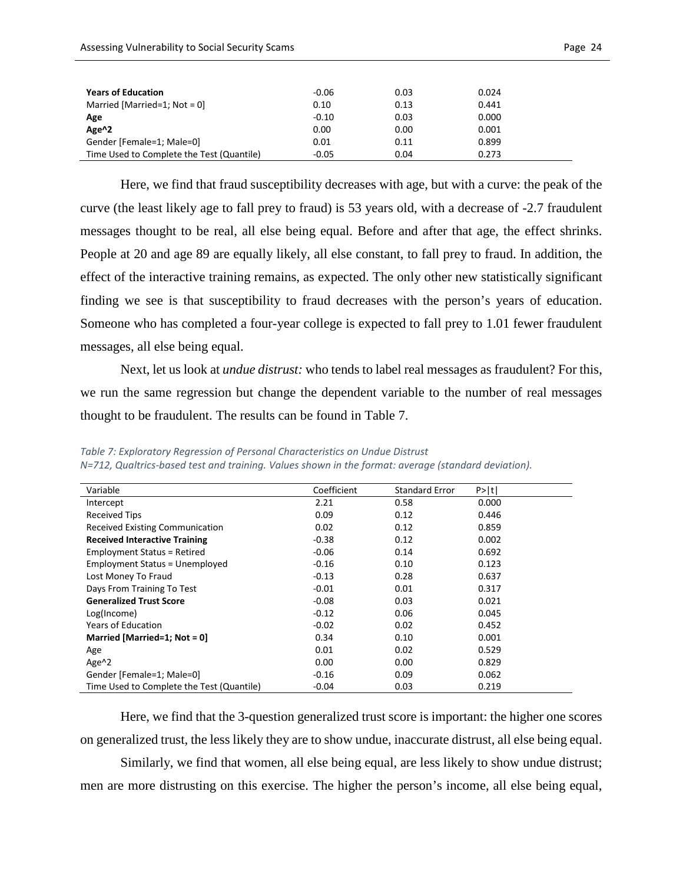| **Years of Education** | -0.06 | 0.03 | 0.024 |
|---|---|---|---|
| Married [Married=1; Not = 0] | 0.10 | 0.13 | 0.441 |
| **Age** | -0.10 | 0.03 | 0.000 |
| **Age^2** | 0.00 | 0.00 | 0.001 |
| Gender [Female=1; Male=0] | 0.01 | 0.11 | 0.899 |
| Time Used to Complete the Test (Quantile) | -0.05 | 0.04 | 0.273 |

Here, we find that fraud susceptibility decreases with age, but with a curve: the peak of the curve (the least likely age to fall prey to fraud) is 53 years old, with a decrease of -2.7 fraudulent messages thought to be real, all else being equal. Before and after that age, the effect shrinks. People at 20 and age 89 are equally likely, all else constant, to fall prey to fraud. In addition, the effect of the interactive training remains, as expected. The only other new statistically significant finding we see is that susceptibility to fraud decreases with the person's years of education. Someone who has completed a four-year college is expected to fall prey to 1.01 fewer fraudulent messages, all else being equal.

Next, let us look at *undue distrust:* who tends to label real messages as fraudulent? For this, we run the same regression but change the dependent variable to the number of real messages thought to be fraudulent. The results can be found in Table 7.

*Table 7: Exploratory Regression of Personal Characteristics on Undue Distrust*
*N=712, Qualtrics-based test and training. Values shown in the format: average (standard deviation).*

| Variable | Coefficient | Standard Error | P>\|t\| |
|---|---|---|---|
| Intercept | 2.21 | 0.58 | 0.000 |
| Received Tips | 0.09 | 0.12 | 0.446 |
| Received Existing Communication | 0.02 | 0.12 | 0.859 |
| **Received Interactive Training** | -0.38 | 0.12 | 0.002 |
| Employment Status = Retired | -0.06 | 0.14 | 0.692 |
| Employment Status = Unemployed | -0.16 | 0.10 | 0.123 |
| Lost Money To Fraud | -0.13 | 0.28 | 0.637 |
| Days From Training To Test | -0.01 | 0.01 | 0.317 |
| **Generalized Trust Score** | -0.08 | 0.03 | 0.021 |
| Log(Income) | -0.12 | 0.06 | 0.045 |
| Years of Education | -0.02 | 0.02 | 0.452 |
| **Married [Married=1; Not = 0]** | 0.34 | 0.10 | 0.001 |
| Age | 0.01 | 0.02 | 0.529 |
| Age^2 | 0.00 | 0.00 | 0.829 |
| Gender [Female=1; Male=0] | -0.16 | 0.09 | 0.062 |
| Time Used to Complete the Test (Quantile) | -0.04 | 0.03 | 0.219 |

Here, we find that the 3-question generalized trust score is important: the higher one scores on generalized trust, the less likely they are to show undue, inaccurate distrust, all else being equal.

Similarly, we find that women, all else being equal, are less likely to show undue distrust; men are more distrusting on this exercise. The higher the person's income, all else being equal,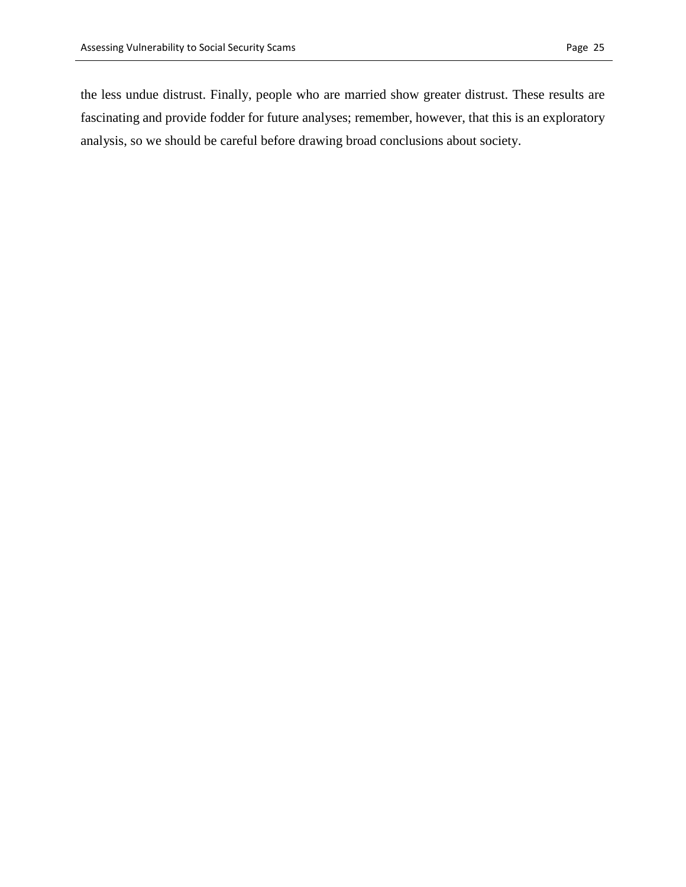the less undue distrust. Finally, people who are married show greater distrust. These results are fascinating and provide fodder for future analyses; remember, however, that this is an exploratory analysis, so we should be careful before drawing broad conclusions about society.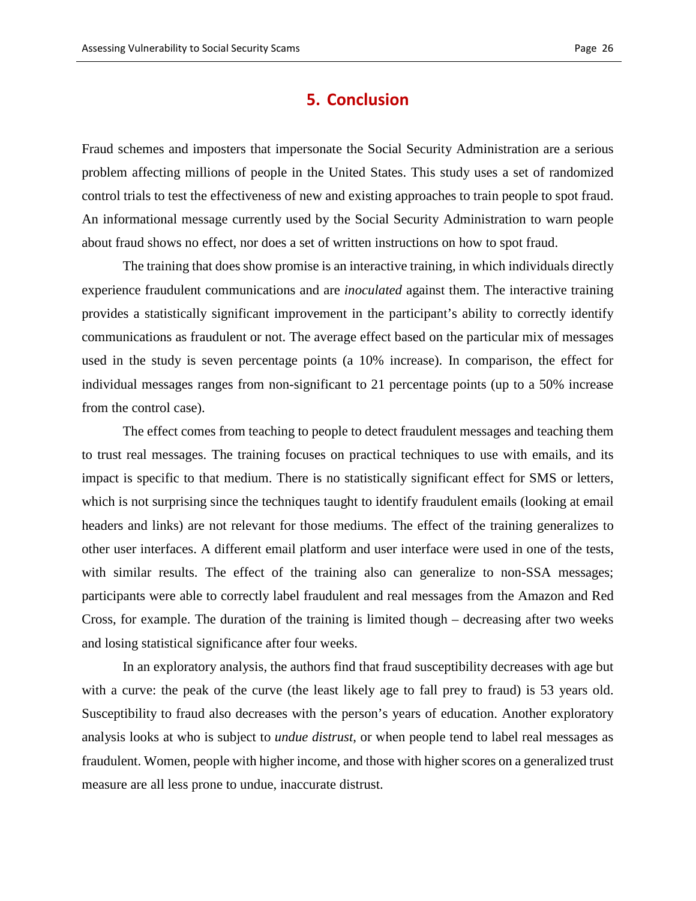# 5. Conclusion

Fraud schemes and imposters that impersonate the Social Security Administration are a serious problem affecting millions of people in the United States. This study uses a set of randomized control trials to test the effectiveness of new and existing approaches to train people to spot fraud. An informational message currently used by the Social Security Administration to warn people about fraud shows no effect, nor does a set of written instructions on how to spot fraud.

The training that does show promise is an interactive training, in which individuals directly experience fraudulent communications and are *inoculated* against them. The interactive training provides a statistically significant improvement in the participant's ability to correctly identify communications as fraudulent or not. The average effect based on the particular mix of messages used in the study is seven percentage points (a 10% increase). In comparison, the effect for individual messages ranges from non-significant to 21 percentage points (up to a 50% increase from the control case).

The effect comes from teaching to people to detect fraudulent messages and teaching them to trust real messages. The training focuses on practical techniques to use with emails, and its impact is specific to that medium. There is no statistically significant effect for SMS or letters, which is not surprising since the techniques taught to identify fraudulent emails (looking at email headers and links) are not relevant for those mediums. The effect of the training generalizes to other user interfaces. A different email platform and user interface were used in one of the tests, with similar results. The effect of the training also can generalize to non-SSA messages; participants were able to correctly label fraudulent and real messages from the Amazon and Red Cross, for example. The duration of the training is limited though – decreasing after two weeks and losing statistical significance after four weeks.

In an exploratory analysis, the authors find that fraud susceptibility decreases with age but with a curve: the peak of the curve (the least likely age to fall prey to fraud) is 53 years old. Susceptibility to fraud also decreases with the person's years of education. Another exploratory analysis looks at who is subject to *undue distrust*, or when people tend to label real messages as fraudulent. Women, people with higher income, and those with higher scores on a generalized trust measure are all less prone to undue, inaccurate distrust.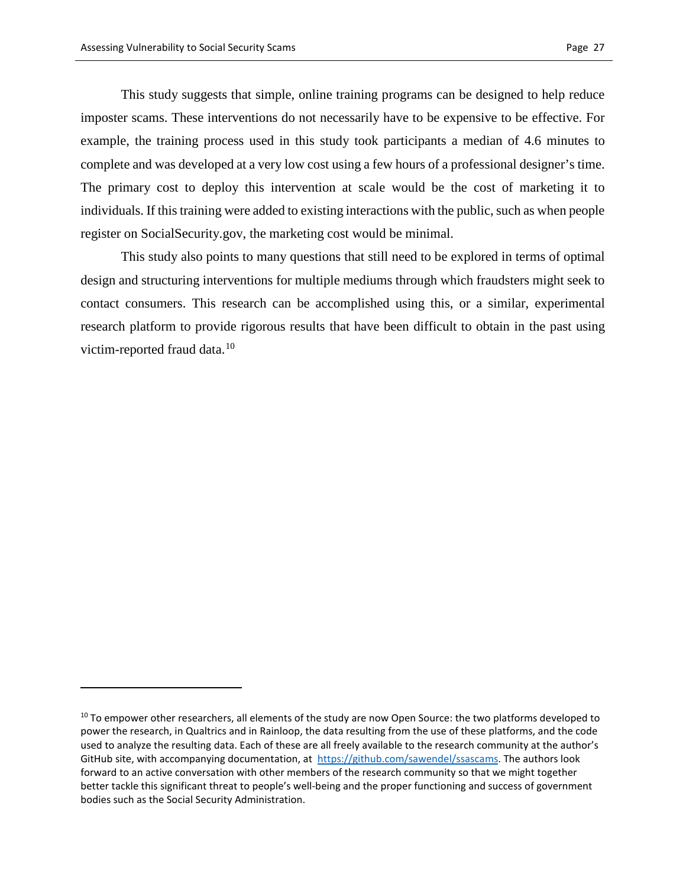This study suggests that simple, online training programs can be designed to help reduce imposter scams. These interventions do not necessarily have to be expensive to be effective. For example, the training process used in this study took participants a median of 4.6 minutes to complete and was developed at a very low cost using a few hours of a professional designer's time. The primary cost to deploy this intervention at scale would be the cost of marketing it to individuals. If this training were added to existing interactions with the public, such as when people register on SocialSecurity.gov, the marketing cost would be minimal.

This study also points to many questions that still need to be explored in terms of optimal design and structuring interventions for multiple mediums through which fraudsters might seek to contact consumers. This research can be accomplished using this, or a similar, experimental research platform to provide rigorous results that have been difficult to obtain in the past using victim-reported fraud data.[10]

---

[10] To empower other researchers, all elements of the study are now Open Source: the two platforms developed to power the research, in Qualtrics and in Rainloop, the data resulting from the use of these platforms, and the code used to analyze the resulting data. Each of these are all freely available to the research community at the author's GitHub site, with accompanying documentation, at https://github.com/sawendel/ssascams. The authors look forward to an active conversation with other members of the research community so that we might together better tackle this significant threat to people's well-being and the proper functioning and success of government bodies such as the Social Security Administration.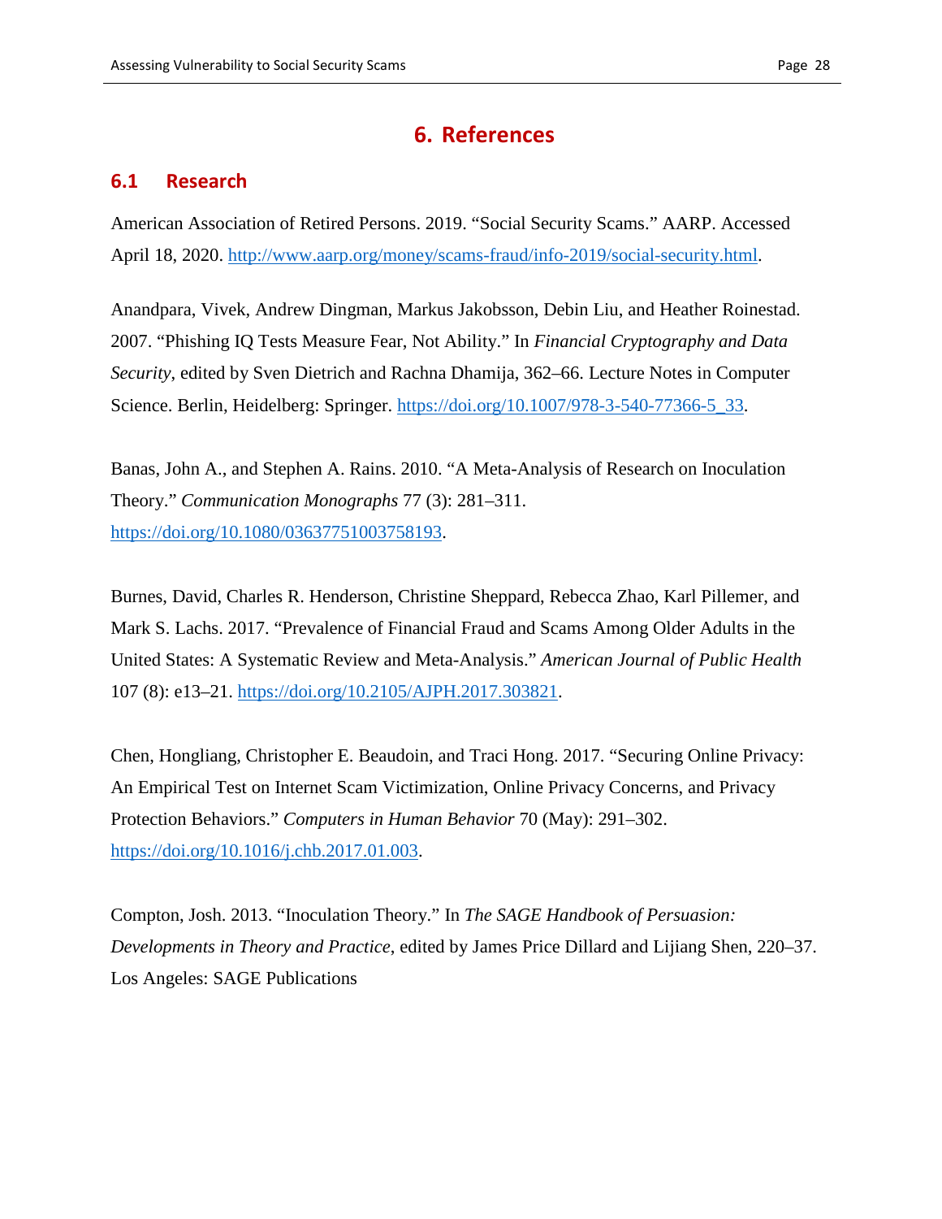# 6. References

## 6.1 Research

American Association of Retired Persons. 2019. "Social Security Scams." AARP. Accessed April 18, 2020. http://www.aarp.org/money/scams-fraud/info-2019/social-security.html.

Anandpara, Vivek, Andrew Dingman, Markus Jakobsson, Debin Liu, and Heather Roinestad. 2007. "Phishing IQ Tests Measure Fear, Not Ability." In *Financial Cryptography and Data Security*, edited by Sven Dietrich and Rachna Dhamija, 362–66. Lecture Notes in Computer Science. Berlin, Heidelberg: Springer. https://doi.org/10.1007/978-3-540-77366-5_33.

Banas, John A., and Stephen A. Rains. 2010. "A Meta-Analysis of Research on Inoculation Theory." *Communication Monographs* 77 (3): 281–311. https://doi.org/10.1080/03637751003758193.

Burnes, David, Charles R. Henderson, Christine Sheppard, Rebecca Zhao, Karl Pillemer, and Mark S. Lachs. 2017. "Prevalence of Financial Fraud and Scams Among Older Adults in the United States: A Systematic Review and Meta-Analysis." *American Journal of Public Health* 107 (8): e13–21. https://doi.org/10.2105/AJPH.2017.303821.

Chen, Hongliang, Christopher E. Beaudoin, and Traci Hong. 2017. "Securing Online Privacy: An Empirical Test on Internet Scam Victimization, Online Privacy Concerns, and Privacy Protection Behaviors." *Computers in Human Behavior* 70 (May): 291–302. https://doi.org/10.1016/j.chb.2017.01.003.

Compton, Josh. 2013. "Inoculation Theory." In *The SAGE Handbook of Persuasion: Developments in Theory and Practice*, edited by James Price Dillard and Lijiang Shen, 220–37. Los Angeles: SAGE Publications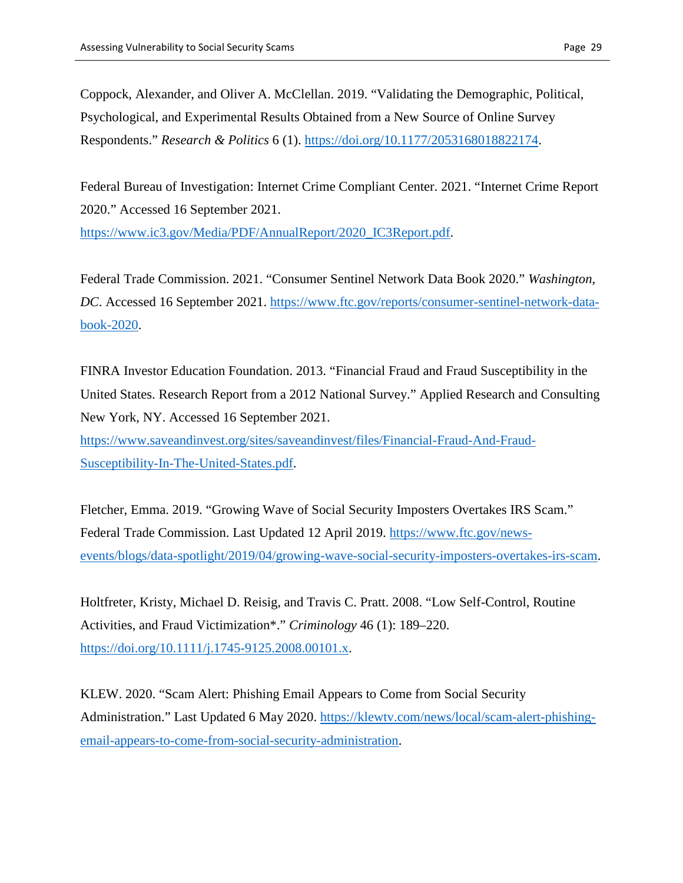Coppock, Alexander, and Oliver A. McClellan. 2019. "Validating the Demographic, Political, Psychological, and Experimental Results Obtained from a New Source of Online Survey Respondents." *Research & Politics* 6 (1). https://doi.org/10.1177/2053168018822174.

Federal Bureau of Investigation: Internet Crime Compliant Center. 2021. "Internet Crime Report 2020." Accessed 16 September 2021. https://www.ic3.gov/Media/PDF/AnnualReport/2020_IC3Report.pdf.

Federal Trade Commission. 2021. "Consumer Sentinel Network Data Book 2020." *Washington, DC*. Accessed 16 September 2021. https://www.ftc.gov/reports/consumer-sentinel-network-data-book-2020.

FINRA Investor Education Foundation. 2013. "Financial Fraud and Fraud Susceptibility in the United States. Research Report from a 2012 National Survey." Applied Research and Consulting New York, NY. Accessed 16 September 2021. https://www.saveandinvest.org/sites/saveandinvest/files/Financial-Fraud-And-Fraud-Susceptibility-In-The-United-States.pdf.

Fletcher, Emma. 2019. "Growing Wave of Social Security Imposters Overtakes IRS Scam." Federal Trade Commission. Last Updated 12 April 2019. https://www.ftc.gov/news-events/blogs/data-spotlight/2019/04/growing-wave-social-security-imposters-overtakes-irs-scam.

Holtfreter, Kristy, Michael D. Reisig, and Travis C. Pratt. 2008. "Low Self-Control, Routine Activities, and Fraud Victimization*." *Criminology* 46 (1): 189–220. https://doi.org/10.1111/j.1745-9125.2008.00101.x.

KLEW. 2020. "Scam Alert: Phishing Email Appears to Come from Social Security Administration." Last Updated 6 May 2020. https://klewtv.com/news/local/scam-alert-phishing-email-appears-to-come-from-social-security-administration.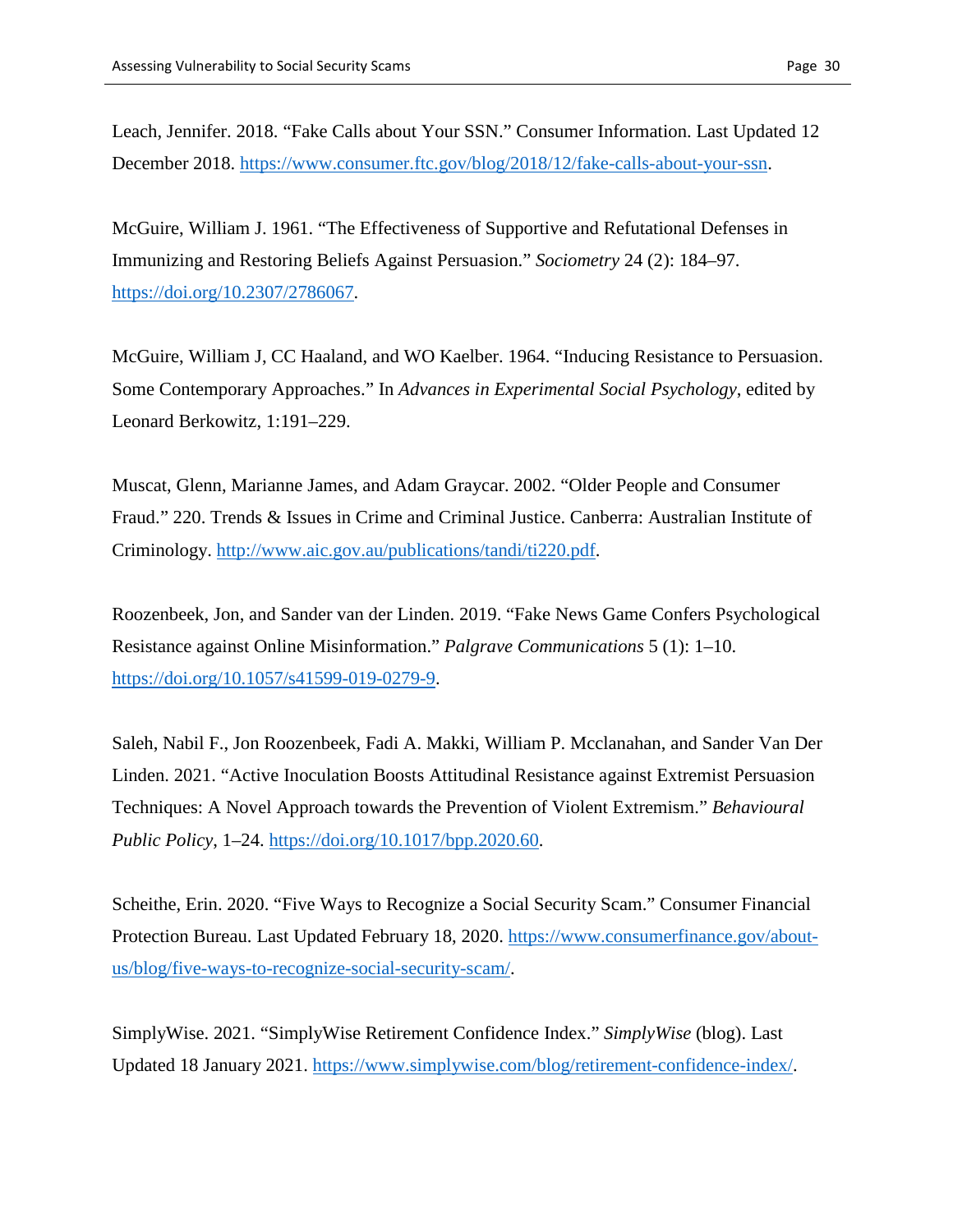Leach, Jennifer. 2018. “Fake Calls about Your SSN.” Consumer Information. Last Updated 12 December 2018. https://www.consumer.ftc.gov/blog/2018/12/fake-calls-about-your-ssn.

McGuire, William J. 1961. “The Effectiveness of Supportive and Refutational Defenses in Immunizing and Restoring Beliefs Against Persuasion.” *Sociometry* 24 (2): 184–97. https://doi.org/10.2307/2786067.

McGuire, William J, CC Haaland, and WO Kaelber. 1964. “Inducing Resistance to Persuasion. Some Contemporary Approaches.” In *Advances in Experimental Social Psychology*, edited by Leonard Berkowitz, 1:191–229.

Muscat, Glenn, Marianne James, and Adam Graycar. 2002. “Older People and Consumer Fraud.” 220. Trends & Issues in Crime and Criminal Justice. Canberra: Australian Institute of Criminology. http://www.aic.gov.au/publications/tandi/ti220.pdf.

Roozenbeek, Jon, and Sander van der Linden. 2019. “Fake News Game Confers Psychological Resistance against Online Misinformation.” *Palgrave Communications* 5 (1): 1–10. https://doi.org/10.1057/s41599-019-0279-9.

Saleh, Nabil F., Jon Roozenbeek, Fadi A. Makki, William P. Mcclanahan, and Sander Van Der Linden. 2021. “Active Inoculation Boosts Attitudinal Resistance against Extremist Persuasion Techniques: A Novel Approach towards the Prevention of Violent Extremism.” *Behavioural Public Policy*, 1–24. https://doi.org/10.1017/bpp.2020.60.

Scheithe, Erin. 2020. “Five Ways to Recognize a Social Security Scam.” Consumer Financial Protection Bureau. Last Updated February 18, 2020. https://www.consumerfinance.gov/about-us/blog/five-ways-to-recognize-social-security-scam/.

SimplyWise. 2021. “SimplyWise Retirement Confidence Index.” *SimplyWise* (blog). Last Updated 18 January 2021. https://www.simplywise.com/blog/retirement-confidence-index/.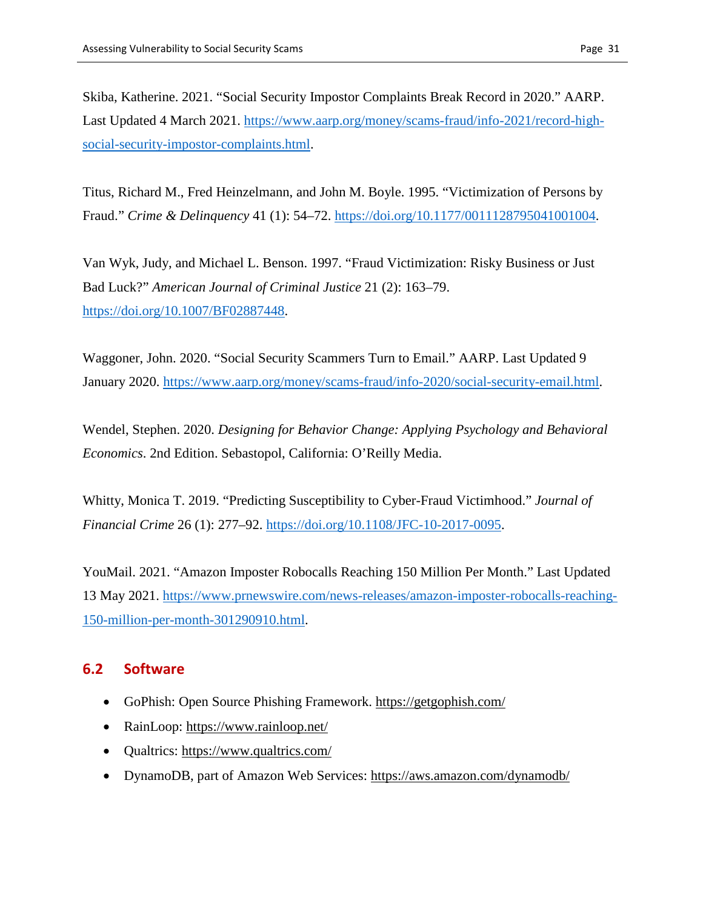Skiba, Katherine. 2021. "Social Security Impostor Complaints Break Record in 2020." AARP. Last Updated 4 March 2021. https://www.aarp.org/money/scams-fraud/info-2021/record-high-social-security-impostor-complaints.html.

Titus, Richard M., Fred Heinzelmann, and John M. Boyle. 1995. "Victimization of Persons by Fraud." *Crime & Delinquency* 41 (1): 54–72. https://doi.org/10.1177/0011128795041001004.

Van Wyk, Judy, and Michael L. Benson. 1997. "Fraud Victimization: Risky Business or Just Bad Luck?" *American Journal of Criminal Justice* 21 (2): 163–79. https://doi.org/10.1007/BF02887448.

Waggoner, John. 2020. "Social Security Scammers Turn to Email." AARP. Last Updated 9 January 2020. https://www.aarp.org/money/scams-fraud/info-2020/social-security-email.html.

Wendel, Stephen. 2020. *Designing for Behavior Change: Applying Psychology and Behavioral Economics*. 2nd Edition. Sebastopol, California: O'Reilly Media.

Whitty, Monica T. 2019. "Predicting Susceptibility to Cyber-Fraud Victimhood." *Journal of Financial Crime* 26 (1): 277–92. https://doi.org/10.1108/JFC-10-2017-0095.

YouMail. 2021. "Amazon Imposter Robocalls Reaching 150 Million Per Month." Last Updated 13 May 2021. https://www.prnewswire.com/news-releases/amazon-imposter-robocalls-reaching-150-million-per-month-301290910.html.

## 6.2 Software

- GoPhish: Open Source Phishing Framework. https://getgophish.com/
- RainLoop: https://www.rainloop.net/
- Qualtrics: https://www.qualtrics.com/
- DynamoDB, part of Amazon Web Services: https://aws.amazon.com/dynamodb/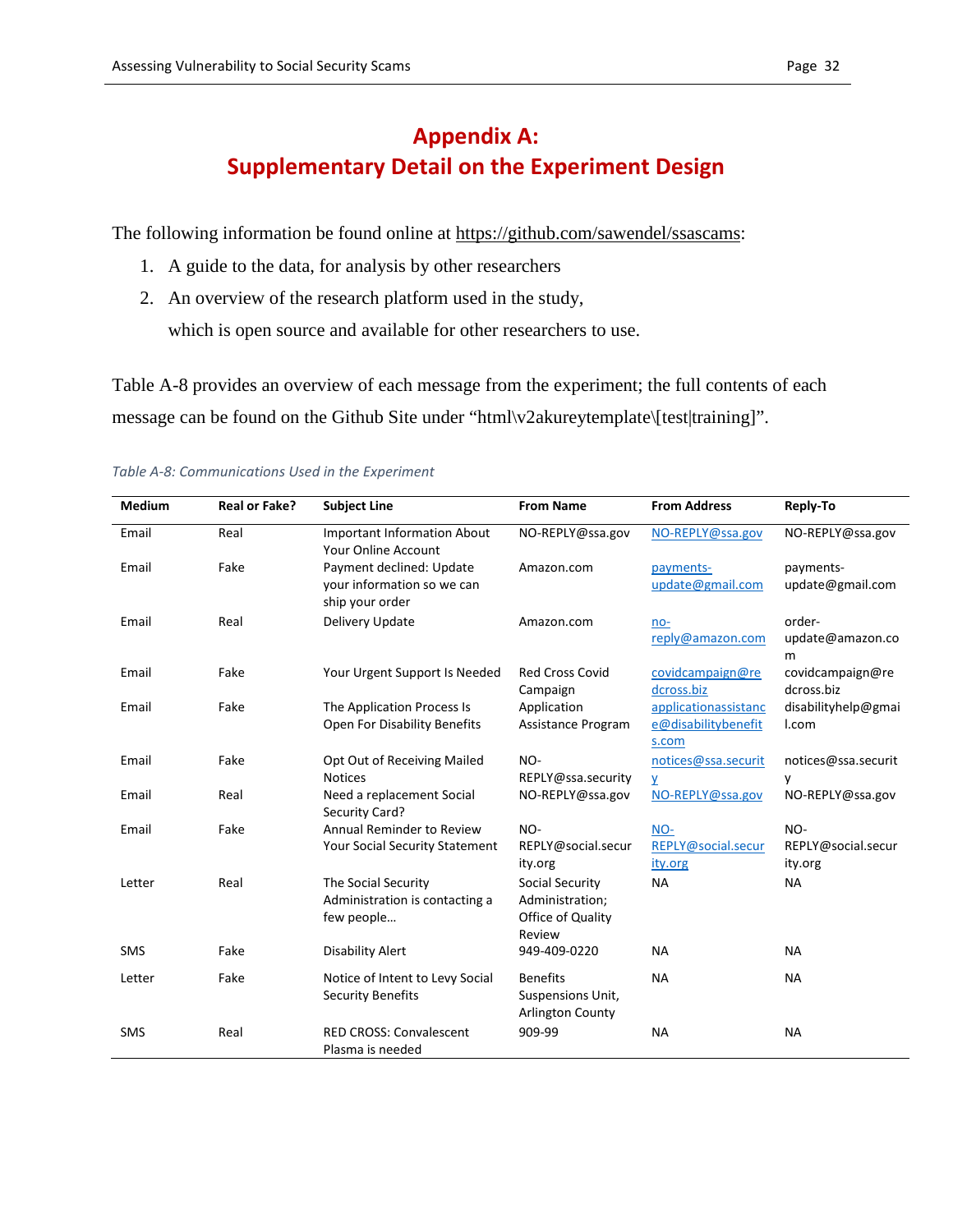# Appendix A: Supplementary Detail on the Experiment Design

The following information be found online at https://github.com/sawendel/ssascams:

1. A guide to the data, for analysis by other researchers
2. An overview of the research platform used in the study, which is open source and available for other researchers to use.

Table A-8 provides an overview of each message from the experiment; the full contents of each message can be found on the Github Site under "html\v2akureytemplate\[test|training]".

*Table A-8: Communications Used in the Experiment*

| Medium | Real or Fake? | Subject Line | From Name | From Address | Reply-To |
|---|---|---|---|---|---|
| Email | Real | Important Information About Your Online Account | NO-REPLY@ssa.gov | NO-REPLY@ssa.gov | NO-REPLY@ssa.gov |
| Email | Fake | Payment declined: Update your information so we can ship your order | Amazon.com | payments-update@gmail.com | payments-update@gmail.com |
| Email | Real | Delivery Update | Amazon.com | no-reply@amazon.com | order-update@amazon.com |
| Email | Fake | Your Urgent Support Is Needed | Red Cross Covid Campaign | covidcampaign@redcross.biz | covidcampaign@redcross.biz |
| Email | Fake | The Application Process Is Open For Disability Benefits | Application Assistance Program | applicationassistance@disabilitybenefits.com | disabilityhelp@gmail.com |
| Email | Fake | Opt Out of Receiving Mailed Notices | NO-REPLY@ssa.security | notices@ssa.security | notices@ssa.security |
| Email | Real | Need a replacement Social Security Card? | NO-REPLY@ssa.gov | NO-REPLY@ssa.gov | NO-REPLY@ssa.gov |
| Email | Fake | Annual Reminder to Review Your Social Security Statement | NO-REPLY@social.security.org | NO-REPLY@social.security.org | NO-REPLY@social.security.org |
| Letter | Real | The Social Security Administration is contacting a few people… | Social Security Administration; Office of Quality Review | NA | NA |
| SMS | Fake | Disability Alert | 949-409-0220 | NA | NA |
| Letter | Fake | Notice of Intent to Levy Social Security Benefits | Benefits Suspensions Unit, Arlington County | NA | NA |
| SMS | Real | RED CROSS: Convalescent Plasma is needed | 909-99 | NA | NA |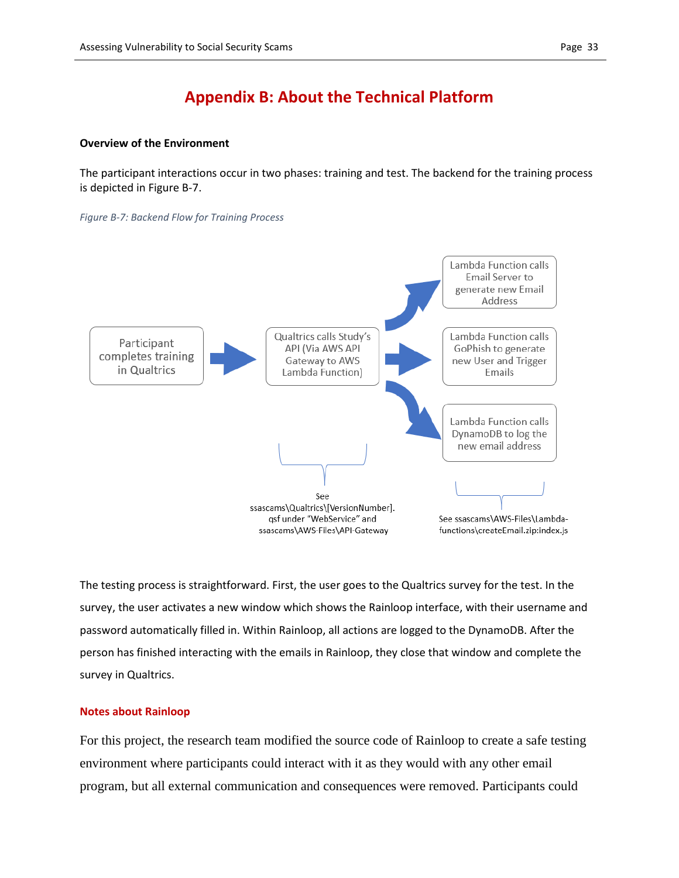# Appendix B: About the Technical Platform

**Overview of the Environment**

The participant interactions occur in two phases: training and test. The backend for the training process is depicted in Figure B-7.

*Figure B-7: Backend Flow for Training Process*

Participant completes training in Qualtrics

Qualtrics calls Study's API (Via AWS API Gateway to AWS Lambda Function)

Lambda Function calls Email Server to generate new Email Address

Lambda Function calls GoPhish to generate new User and Trigger Emails

Lambda Function calls DynamoDB to log the new email address

See ssascams\Qualtrics\[VersionNumber].qsf under "WebService" and ssascams\AWS-Files\API-Gateway

See ssascams\AWS-Files\Lambda-functions\createEmail.zip:index.js

The testing process is straightforward. First, the user goes to the Qualtrics survey for the test. In the survey, the user activates a new window which shows the Rainloop interface, with their username and password automatically filled in. Within Rainloop, all actions are logged to the DynamoDB. After the person has finished interacting with the emails in Rainloop, they close that window and complete the survey in Qualtrics.

### Notes about Rainloop

For this project, the research team modified the source code of Rainloop to create a safe testing environment where participants could interact with it as they would with any other email program, but all external communication and consequences were removed. Participants could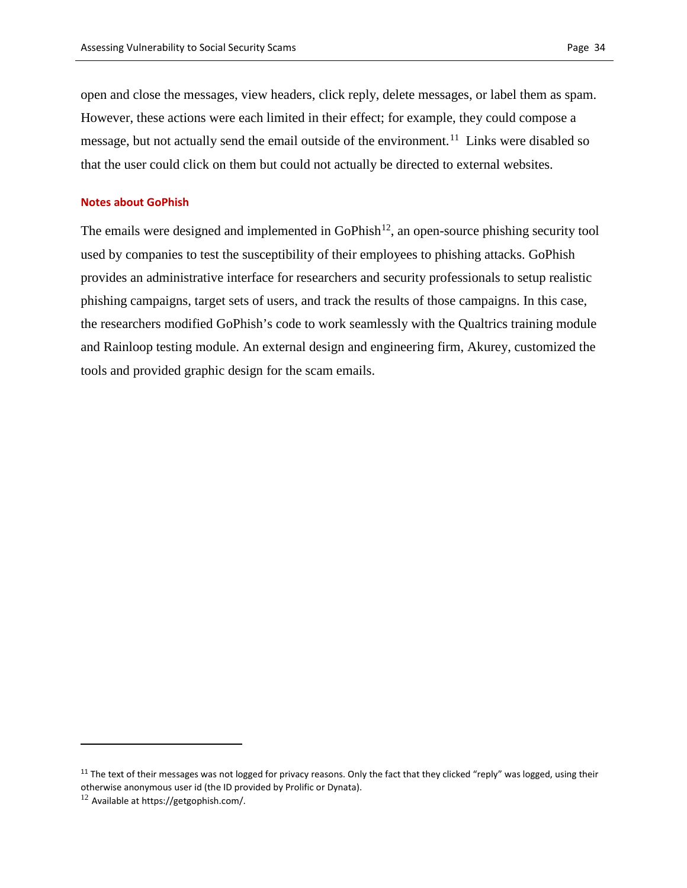open and close the messages, view headers, click reply, delete messages, or label them as spam. However, these actions were each limited in their effect; for example, they could compose a message, but not actually send the email outside of the environment.[11] Links were disabled so that the user could click on them but could not actually be directed to external websites.

### Notes about GoPhish

The emails were designed and implemented in GoPhish[12], an open-source phishing security tool used by companies to test the susceptibility of their employees to phishing attacks. GoPhish provides an administrative interface for researchers and security professionals to setup realistic phishing campaigns, target sets of users, and track the results of those campaigns. In this case, the researchers modified GoPhish's code to work seamlessly with the Qualtrics training module and Rainloop testing module. An external design and engineering firm, Akurey, customized the tools and provided graphic design for the scam emails.

---

[11] The text of their messages was not logged for privacy reasons. Only the fact that they clicked "reply" was logged, using their otherwise anonymous user id (the ID provided by Prolific or Dynata).

[12] Available at https://getgophish.com/.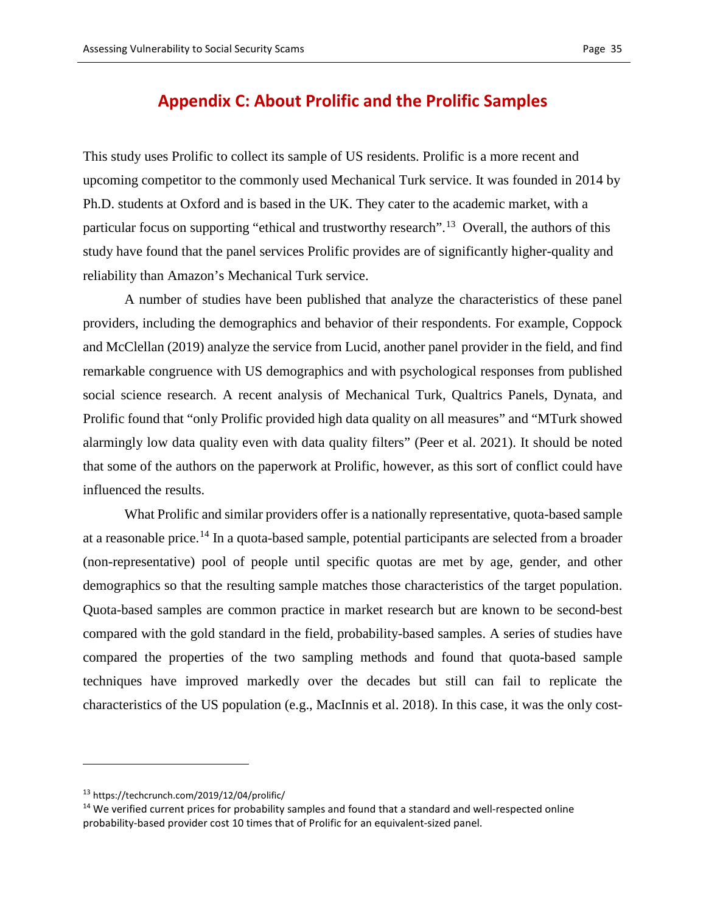# Appendix C: About Prolific and the Prolific Samples

This study uses Prolific to collect its sample of US residents. Prolific is a more recent and upcoming competitor to the commonly used Mechanical Turk service. It was founded in 2014 by Ph.D. students at Oxford and is based in the UK. They cater to the academic market, with a particular focus on supporting "ethical and trustworthy research".[13] Overall, the authors of this study have found that the panel services Prolific provides are of significantly higher-quality and reliability than Amazon's Mechanical Turk service.

A number of studies have been published that analyze the characteristics of these panel providers, including the demographics and behavior of their respondents. For example, Coppock and McClellan (2019) analyze the service from Lucid, another panel provider in the field, and find remarkable congruence with US demographics and with psychological responses from published social science research. A recent analysis of Mechanical Turk, Qualtrics Panels, Dynata, and Prolific found that "only Prolific provided high data quality on all measures" and "MTurk showed alarmingly low data quality even with data quality filters" (Peer et al. 2021). It should be noted that some of the authors on the paperwork at Prolific, however, as this sort of conflict could have influenced the results.

What Prolific and similar providers offer is a nationally representative, quota-based sample at a reasonable price.[14] In a quota-based sample, potential participants are selected from a broader (non-representative) pool of people until specific quotas are met by age, gender, and other demographics so that the resulting sample matches those characteristics of the target population. Quota-based samples are common practice in market research but are known to be second-best compared with the gold standard in the field, probability-based samples. A series of studies have compared the properties of the two sampling methods and found that quota-based sample techniques have improved markedly over the decades but still can fail to replicate the characteristics of the US population (e.g., MacInnis et al. 2018). In this case, it was the only cost-

---

[13] https://techcrunch.com/2019/12/04/prolific/

[14] We verified current prices for probability samples and found that a standard and well-respected online probability-based provider cost 10 times that of Prolific for an equivalent-sized panel.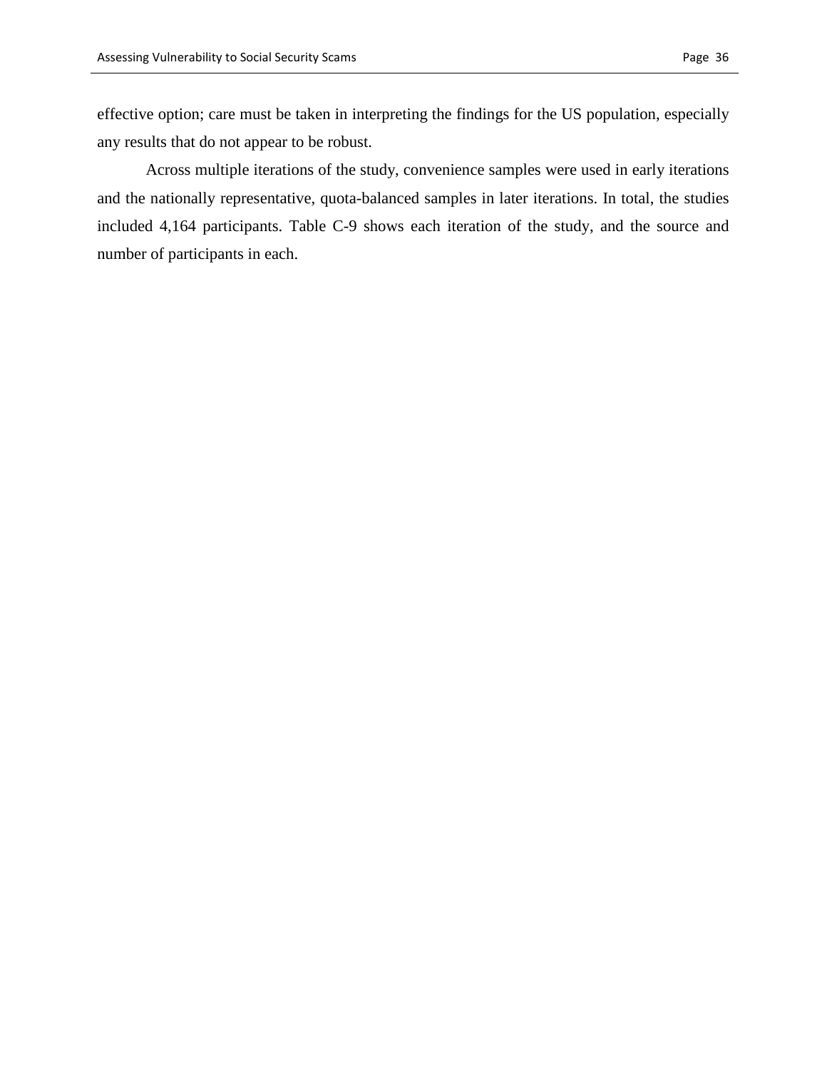effective option; care must be taken in interpreting the findings for the US population, especially any results that do not appear to be robust.

Across multiple iterations of the study, convenience samples were used in early iterations and the nationally representative, quota-balanced samples in later iterations. In total, the studies included 4,164 participants. Table C-9 shows each iteration of the study, and the source and number of participants in each.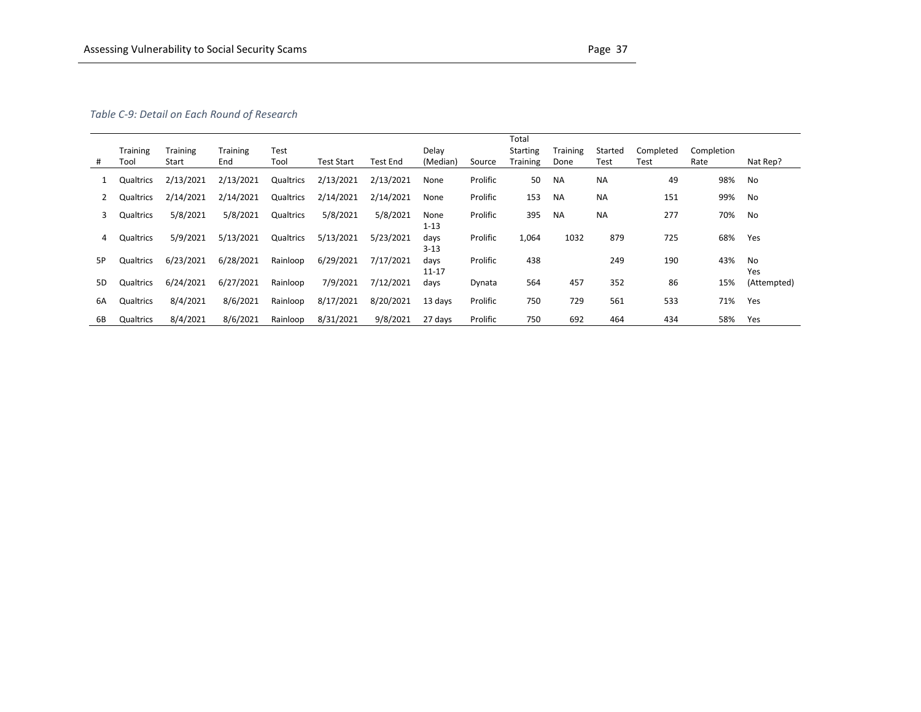*Table C-9: Detail on Each Round of Research*

| # | Training Tool | Training Start | Training End | Test Tool | Test Start | Test End | Delay (Median) | Source | Total Starting Training | Training Done | Started Test | Completed Test | Completion Rate | Nat Rep? |
|---|---|---|---|---|---|---|---|---|---|---|---|---|---|---|
| 1 | Qualtrics | 2/13/2021 | 2/13/2021 | Qualtrics | 2/13/2021 | 2/13/2021 | None | Prolific | 50 | NA | NA | 49 | 98% | No |
| 2 | Qualtrics | 2/14/2021 | 2/14/2021 | Qualtrics | 2/14/2021 | 2/14/2021 | None | Prolific | 153 | NA | NA | 151 | 99% | No |
| 3 | Qualtrics | 5/8/2021 | 5/8/2021 | Qualtrics | 5/8/2021 | 5/8/2021 | None | Prolific | 395 | NA | NA | 277 | 70% | No |
| 4 | Qualtrics | 5/9/2021 | 5/13/2021 | Qualtrics | 5/13/2021 | 5/23/2021 | 1-13 days | Prolific | 1,064 | 1032 | 879 | 725 | 68% | Yes |
| 5P | Qualtrics | 6/23/2021 | 6/28/2021 | Rainloop | 6/29/2021 | 7/17/2021 | 3-13 days | Prolific | 438 | | 249 | 190 | 43% | No |
| 5D | Qualtrics | 6/24/2021 | 6/27/2021 | Rainloop | 7/9/2021 | 7/12/2021 | 11-17 days | Dynata | 564 | 457 | 352 | 86 | 15% | Yes (Attempted) |
| 6A | Qualtrics | 8/4/2021 | 8/6/2021 | Rainloop | 8/17/2021 | 8/20/2021 | 13 days | Prolific | 750 | 729 | 561 | 533 | 71% | Yes |
| 6B | Qualtrics | 8/4/2021 | 8/6/2021 | Rainloop | 8/31/2021 | 9/8/2021 | 27 days | Prolific | 750 | 692 | 464 | 434 | 58% | Yes |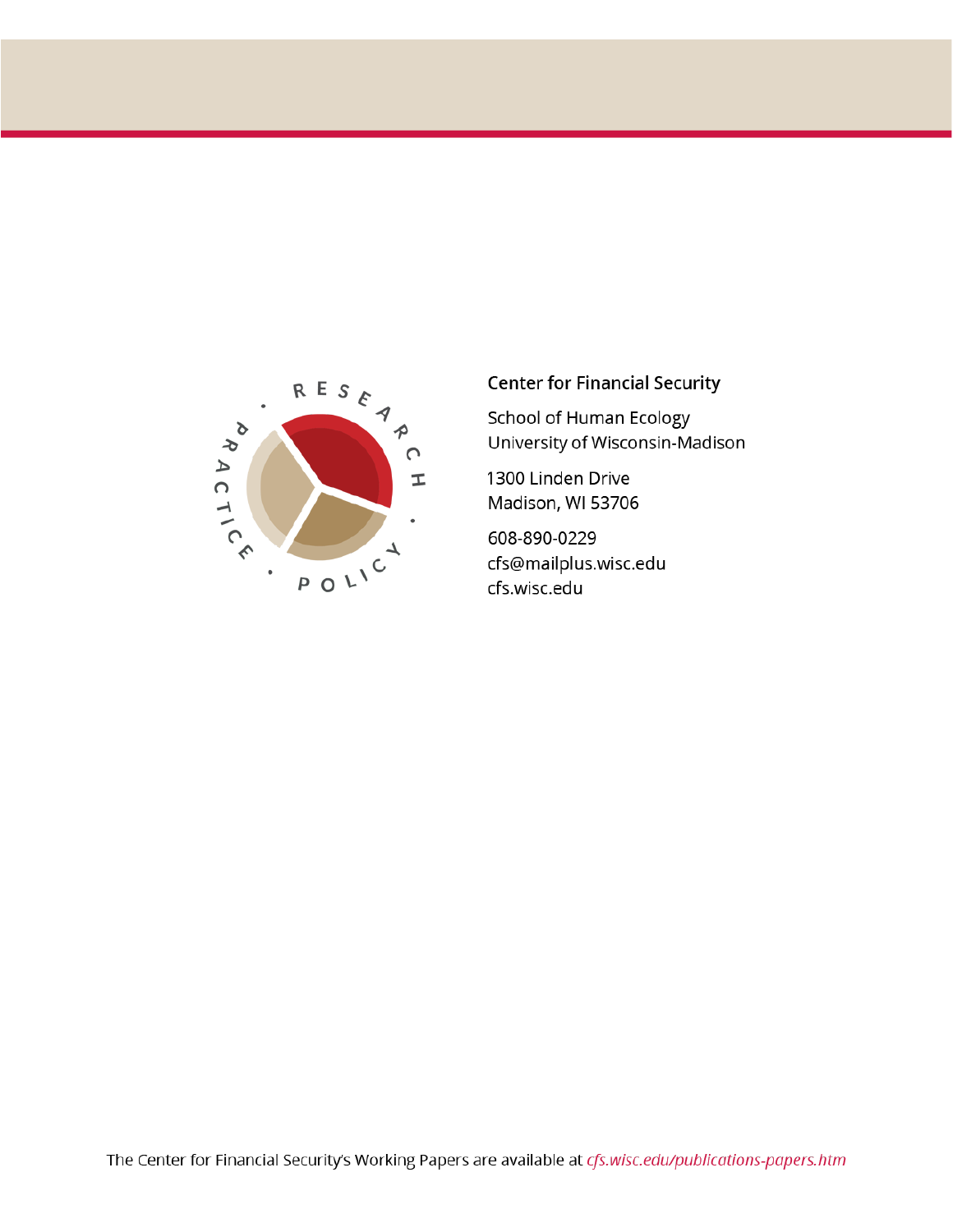**Center for Financial Security**

School of Human Ecology
University of Wisconsin-Madison

1300 Linden Drive
Madison, WI 53706

608-890-0229
cfs@mailplus.wisc.edu
cfs.wisc.edu

The Center for Financial Security's Working Papers are available at *cfs.wisc.edu/publications-papers.htm*